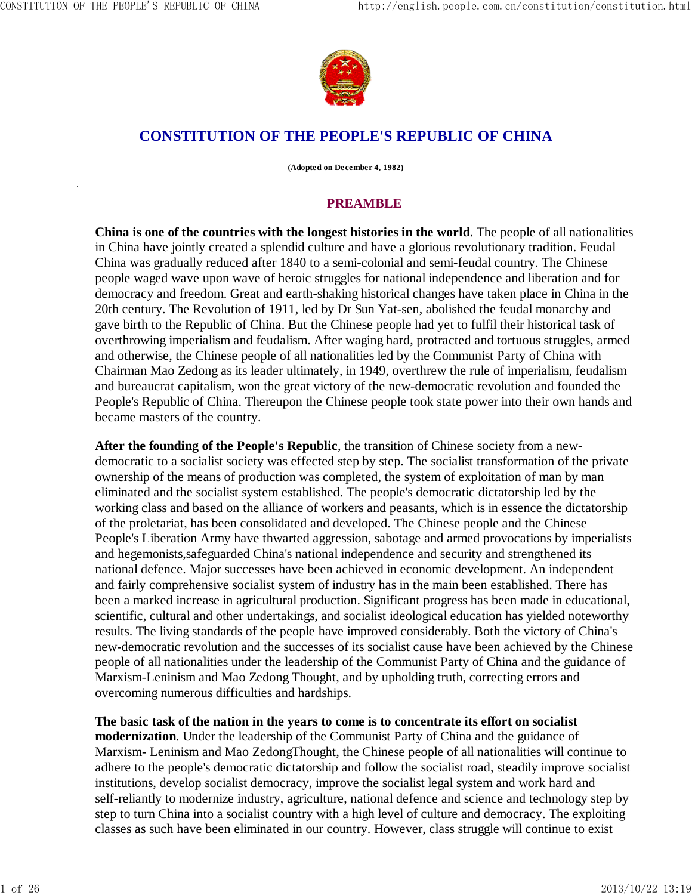# CONSTITUTION OF THE PEOPLE'S REPUBLIC OF CHINA

**(Adopted on December 4, 1982)**

---

## PREAMBLE

**China is one of the countries with the longest histories in the world**. The people of all nationalities in China have jointly created a splendid culture and have a glorious revolutionary tradition. Feudal China was gradually reduced after 1840 to a semi-colonial and semi-feudal country. The Chinese people waged wave upon wave of heroic struggles for national independence and liberation and for democracy and freedom. Great and earth-shaking historical changes have taken place in China in the 20th century. The Revolution of 1911, led by Dr Sun Yat-sen, abolished the feudal monarchy and gave birth to the Republic of China. But the Chinese people had yet to fulfil their historical task of overthrowing imperialism and feudalism. After waging hard, protracted and tortuous struggles, armed and otherwise, the Chinese people of all nationalities led by the Communist Party of China with Chairman Mao Zedong as its leader ultimately, in 1949, overthrew the rule of imperialism, feudalism and bureaucrat capitalism, won the great victory of the new-democratic revolution and founded the People's Republic of China. Thereupon the Chinese people took state power into their own hands and became masters of the country.

**After the founding of the People's Republic**, the transition of Chinese society from a new-democratic to a socialist society was effected step by step. The socialist transformation of the private ownership of the means of production was completed, the system of exploitation of man by man eliminated and the socialist system established. The people's democratic dictatorship led by the working class and based on the alliance of workers and peasants, which is in essence the dictatorship of the proletariat, has been consolidated and developed. The Chinese people and the Chinese People's Liberation Army have thwarted aggression, sabotage and armed provocations by imperialists and hegemonists,safeguarded China's national independence and security and strengthened its national defence. Major successes have been achieved in economic development. An independent and fairly comprehensive socialist system of industry has in the main been established. There has been a marked increase in agricultural production. Significant progress has been made in educational, scientific, cultural and other undertakings, and socialist ideological education has yielded noteworthy results. The living standards of the people have improved considerably. Both the victory of China's new-democratic revolution and the successes of its socialist cause have been achieved by the Chinese people of all nationalities under the leadership of the Communist Party of China and the guidance of Marxism-Leninism and Mao Zedong Thought, and by upholding truth, correcting errors and overcoming numerous difficulties and hardships.

**The basic task of the nation in the years to come is to concentrate its effort on socialist modernization**. Under the leadership of the Communist Party of China and the guidance of Marxism- Leninism and Mao ZedongThought, the Chinese people of all nationalities will continue to adhere to the people's democratic dictatorship and follow the socialist road, steadily improve socialist institutions, develop socialist democracy, improve the socialist legal system and work hard and self-reliantly to modernize industry, agriculture, national defence and science and technology step by step to turn China into a socialist country with a high level of culture and democracy. The exploiting classes as such have been eliminated in our country. However, class struggle will continue to exist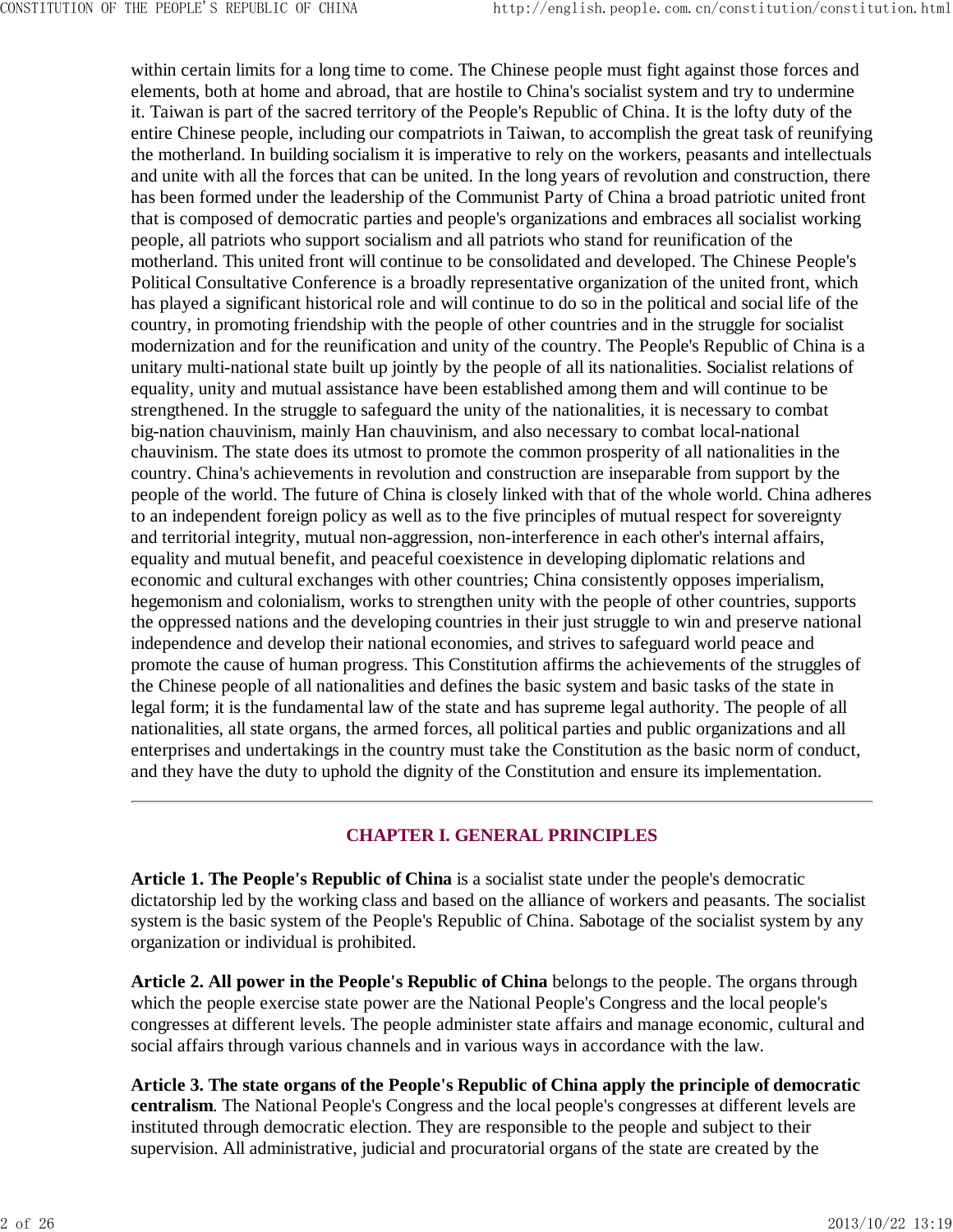within certain limits for a long time to come. The Chinese people must fight against those forces and elements, both at home and abroad, that are hostile to China's socialist system and try to undermine it. Taiwan is part of the sacred territory of the People's Republic of China. It is the lofty duty of the entire Chinese people, including our compatriots in Taiwan, to accomplish the great task of reunifying the motherland. In building socialism it is imperative to rely on the workers, peasants and intellectuals and unite with all the forces that can be united. In the long years of revolution and construction, there has been formed under the leadership of the Communist Party of China a broad patriotic united front that is composed of democratic parties and people's organizations and embraces all socialist working people, all patriots who support socialism and all patriots who stand for reunification of the motherland. This united front will continue to be consolidated and developed. The Chinese People's Political Consultative Conference is a broadly representative organization of the united front, which has played a significant historical role and will continue to do so in the political and social life of the country, in promoting friendship with the people of other countries and in the struggle for socialist modernization and for the reunification and unity of the country. The People's Republic of China is a unitary multi-national state built up jointly by the people of all its nationalities. Socialist relations of equality, unity and mutual assistance have been established among them and will continue to be strengthened. In the struggle to safeguard the unity of the nationalities, it is necessary to combat big-nation chauvinism, mainly Han chauvinism, and also necessary to combat local-national chauvinism. The state does its utmost to promote the common prosperity of all nationalities in the country. China's achievements in revolution and construction are inseparable from support by the people of the world. The future of China is closely linked with that of the whole world. China adheres to an independent foreign policy as well as to the five principles of mutual respect for sovereignty and territorial integrity, mutual non-aggression, non-interference in each other's internal affairs, equality and mutual benefit, and peaceful coexistence in developing diplomatic relations and economic and cultural exchanges with other countries; China consistently opposes imperialism, hegemonism and colonialism, works to strengthen unity with the people of other countries, supports the oppressed nations and the developing countries in their just struggle to win and preserve national independence and develop their national economies, and strives to safeguard world peace and promote the cause of human progress. This Constitution affirms the achievements of the struggles of the Chinese people of all nationalities and defines the basic system and basic tasks of the state in legal form; it is the fundamental law of the state and has supreme legal authority. The people of all nationalities, all state organs, the armed forces, all political parties and public organizations and all enterprises and undertakings in the country must take the Constitution as the basic norm of conduct, and they have the duty to uphold the dignity of the Constitution and ensure its implementation.

---

## CHAPTER I. GENERAL PRINCIPLES

**Article 1. The People's Republic of China** is a socialist state under the people's democratic dictatorship led by the working class and based on the alliance of workers and peasants. The socialist system is the basic system of the People's Republic of China. Sabotage of the socialist system by any organization or individual is prohibited.

**Article 2. All power in the People's Republic of China** belongs to the people. The organs through which the people exercise state power are the National People's Congress and the local people's congresses at different levels. The people administer state affairs and manage economic, cultural and social affairs through various channels and in various ways in accordance with the law.

**Article 3. The state organs of the People's Republic of China apply the principle of democratic centralism**. The National People's Congress and the local people's congresses at different levels are instituted through democratic election. They are responsible to the people and subject to their supervision. All administrative, judicial and procuratorial organs of the state are created by the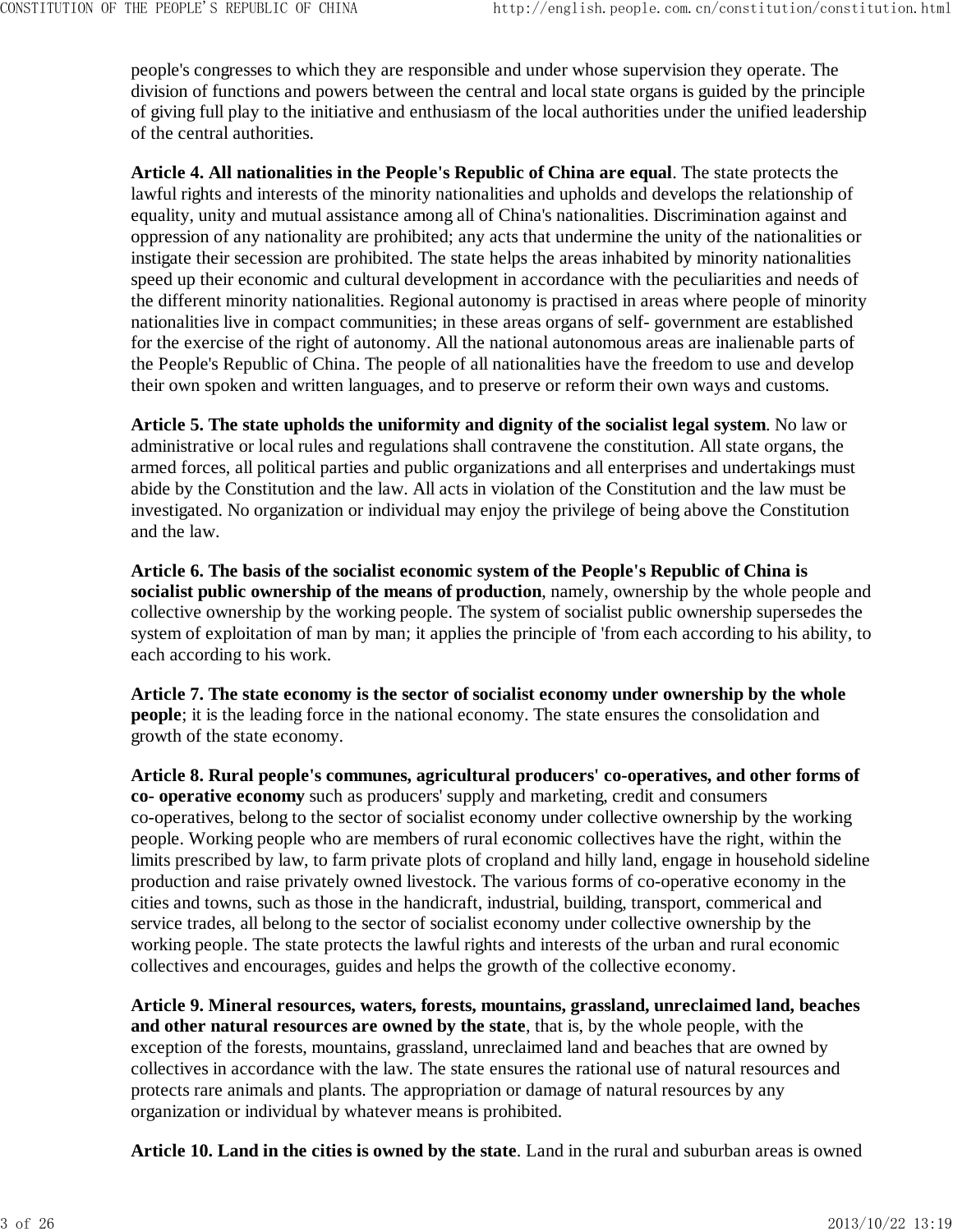people's congresses to which they are responsible and under whose supervision they operate. The division of functions and powers between the central and local state organs is guided by the principle of giving full play to the initiative and enthusiasm of the local authorities under the unified leadership of the central authorities.

**Article 4. All nationalities in the People's Republic of China are equal**. The state protects the lawful rights and interests of the minority nationalities and upholds and develops the relationship of equality, unity and mutual assistance among all of China's nationalities. Discrimination against and oppression of any nationality are prohibited; any acts that undermine the unity of the nationalities or instigate their secession are prohibited. The state helps the areas inhabited by minority nationalities speed up their economic and cultural development in accordance with the peculiarities and needs of the different minority nationalities. Regional autonomy is practised in areas where people of minority nationalities live in compact communities; in these areas organs of self- government are established for the exercise of the right of autonomy. All the national autonomous areas are inalienable parts of the People's Republic of China. The people of all nationalities have the freedom to use and develop their own spoken and written languages, and to preserve or reform their own ways and customs.

**Article 5. The state upholds the uniformity and dignity of the socialist legal system**. No law or administrative or local rules and regulations shall contravene the constitution. All state organs, the armed forces, all political parties and public organizations and all enterprises and undertakings must abide by the Constitution and the law. All acts in violation of the Constitution and the law must be investigated. No organization or individual may enjoy the privilege of being above the Constitution and the law.

**Article 6. The basis of the socialist economic system of the People's Republic of China is socialist public ownership of the means of production**, namely, ownership by the whole people and collective ownership by the working people. The system of socialist public ownership supersedes the system of exploitation of man by man; it applies the principle of 'from each according to his ability, to each according to his work.

**Article 7. The state economy is the sector of socialist economy under ownership by the whole people**; it is the leading force in the national economy. The state ensures the consolidation and growth of the state economy.

**Article 8. Rural people's communes, agricultural producers' co-operatives, and other forms of co- operative economy** such as producers' supply and marketing, credit and consumers co-operatives, belong to the sector of socialist economy under collective ownership by the working people. Working people who are members of rural economic collectives have the right, within the limits prescribed by law, to farm private plots of cropland and hilly land, engage in household sideline production and raise privately owned livestock. The various forms of co-operative economy in the cities and towns, such as those in the handicraft, industrial, building, transport, commerical and service trades, all belong to the sector of socialist economy under collective ownership by the working people. The state protects the lawful rights and interests of the urban and rural economic collectives and encourages, guides and helps the growth of the collective economy.

**Article 9. Mineral resources, waters, forests, mountains, grassland, unreclaimed land, beaches and other natural resources are owned by the state**, that is, by the whole people, with the exception of the forests, mountains, grassland, unreclaimed land and beaches that are owned by collectives in accordance with the law. The state ensures the rational use of natural resources and protects rare animals and plants. The appropriation or damage of natural resources by any organization or individual by whatever means is prohibited.

**Article 10. Land in the cities is owned by the state**. Land in the rural and suburban areas is owned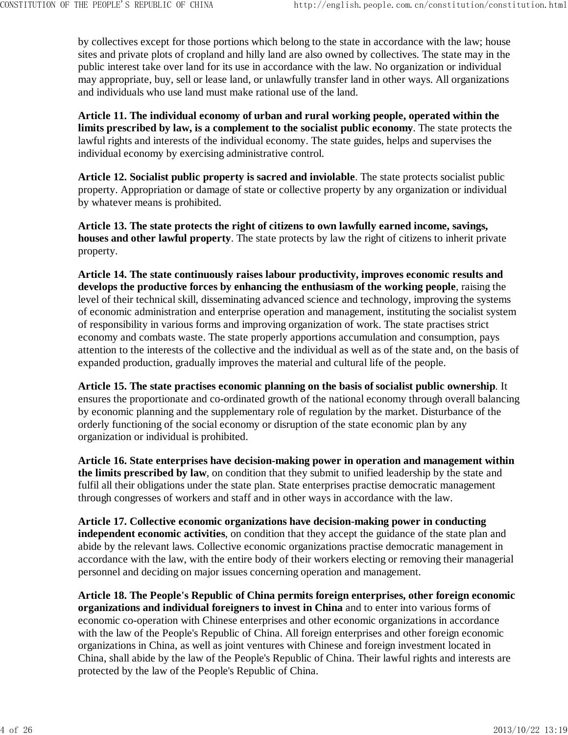by collectives except for those portions which belong to the state in accordance with the law; house sites and private plots of cropland and hilly land are also owned by collectives. The state may in the public interest take over land for its use in accordance with the law. No organization or individual may appropriate, buy, sell or lease land, or unlawfully transfer land in other ways. All organizations and individuals who use land must make rational use of the land.

**Article 11. The individual economy of urban and rural working people, operated within the limits prescribed by law, is a complement to the socialist public economy**. The state protects the lawful rights and interests of the individual economy. The state guides, helps and supervises the individual economy by exercising administrative control.

**Article 12. Socialist public property is sacred and inviolable**. The state protects socialist public property. Appropriation or damage of state or collective property by any organization or individual by whatever means is prohibited.

**Article 13. The state protects the right of citizens to own lawfully earned income, savings, houses and other lawful property**. The state protects by law the right of citizens to inherit private property.

**Article 14. The state continuously raises labour productivity, improves economic results and develops the productive forces by enhancing the enthusiasm of the working people**, raising the level of their technical skill, disseminating advanced science and technology, improving the systems of economic administration and enterprise operation and management, instituting the socialist system of responsibility in various forms and improving organization of work. The state practises strict economy and combats waste. The state properly apportions accumulation and consumption, pays attention to the interests of the collective and the individual as well as of the state and, on the basis of expanded production, gradually improves the material and cultural life of the people.

**Article 15. The state practises economic planning on the basis of socialist public ownership**. It ensures the proportionate and co-ordinated growth of the national economy through overall balancing by economic planning and the supplementary role of regulation by the market. Disturbance of the orderly functioning of the social economy or disruption of the state economic plan by any organization or individual is prohibited.

**Article 16. State enterprises have decision-making power in operation and management within the limits prescribed by law**, on condition that they submit to unified leadership by the state and fulfil all their obligations under the state plan. State enterprises practise democratic management through congresses of workers and staff and in other ways in accordance with the law.

**Article 17. Collective economic organizations have decision-making power in conducting independent economic activities**, on condition that they accept the guidance of the state plan and abide by the relevant laws. Collective economic organizations practise democratic management in accordance with the law, with the entire body of their workers electing or removing their managerial personnel and deciding on major issues concerning operation and management.

**Article 18. The People's Republic of China permits foreign enterprises, other foreign economic organizations and individual foreigners to invest in China** and to enter into various forms of economic co-operation with Chinese enterprises and other economic organizations in accordance with the law of the People's Republic of China. All foreign enterprises and other foreign economic organizations in China, as well as joint ventures with Chinese and foreign investment located in China, shall abide by the law of the People's Republic of China. Their lawful rights and interests are protected by the law of the People's Republic of China.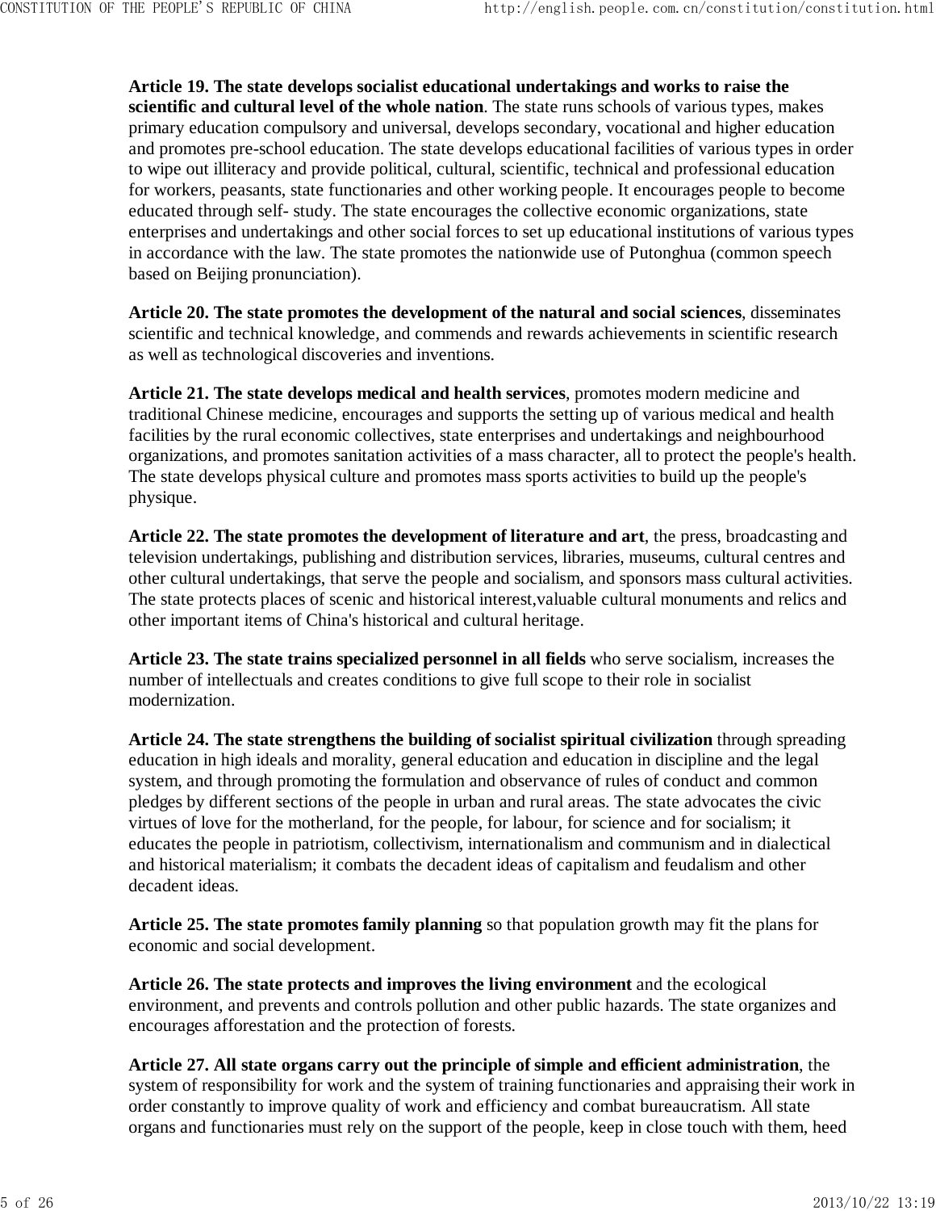**Article 19. The state develops socialist educational undertakings and works to raise the scientific and cultural level of the whole nation**. The state runs schools of various types, makes primary education compulsory and universal, develops secondary, vocational and higher education and promotes pre-school education. The state develops educational facilities of various types in order to wipe out illiteracy and provide political, cultural, scientific, technical and professional education for workers, peasants, state functionaries and other working people. It encourages people to become educated through self- study. The state encourages the collective economic organizations, state enterprises and undertakings and other social forces to set up educational institutions of various types in accordance with the law. The state promotes the nationwide use of Putonghua (common speech based on Beijing pronunciation).

**Article 20. The state promotes the development of the natural and social sciences**, disseminates scientific and technical knowledge, and commends and rewards achievements in scientific research as well as technological discoveries and inventions.

**Article 21. The state develops medical and health services**, promotes modern medicine and traditional Chinese medicine, encourages and supports the setting up of various medical and health facilities by the rural economic collectives, state enterprises and undertakings and neighbourhood organizations, and promotes sanitation activities of a mass character, all to protect the people's health. The state develops physical culture and promotes mass sports activities to build up the people's physique.

**Article 22. The state promotes the development of literature and art**, the press, broadcasting and television undertakings, publishing and distribution services, libraries, museums, cultural centres and other cultural undertakings, that serve the people and socialism, and sponsors mass cultural activities. The state protects places of scenic and historical interest,valuable cultural monuments and relics and other important items of China's historical and cultural heritage.

**Article 23. The state trains specialized personnel in all fields** who serve socialism, increases the number of intellectuals and creates conditions to give full scope to their role in socialist modernization.

**Article 24. The state strengthens the building of socialist spiritual civilization** through spreading education in high ideals and morality, general education and education in discipline and the legal system, and through promoting the formulation and observance of rules of conduct and common pledges by different sections of the people in urban and rural areas. The state advocates the civic virtues of love for the motherland, for the people, for labour, for science and for socialism; it educates the people in patriotism, collectivism, internationalism and communism and in dialectical and historical materialism; it combats the decadent ideas of capitalism and feudalism and other decadent ideas.

**Article 25. The state promotes family planning** so that population growth may fit the plans for economic and social development.

**Article 26. The state protects and improves the living environment** and the ecological environment, and prevents and controls pollution and other public hazards. The state organizes and encourages afforestation and the protection of forests.

**Article 27. All state organs carry out the principle of simple and efficient administration**, the system of responsibility for work and the system of training functionaries and appraising their work in order constantly to improve quality of work and efficiency and combat bureaucratism. All state organs and functionaries must rely on the support of the people, keep in close touch with them, heed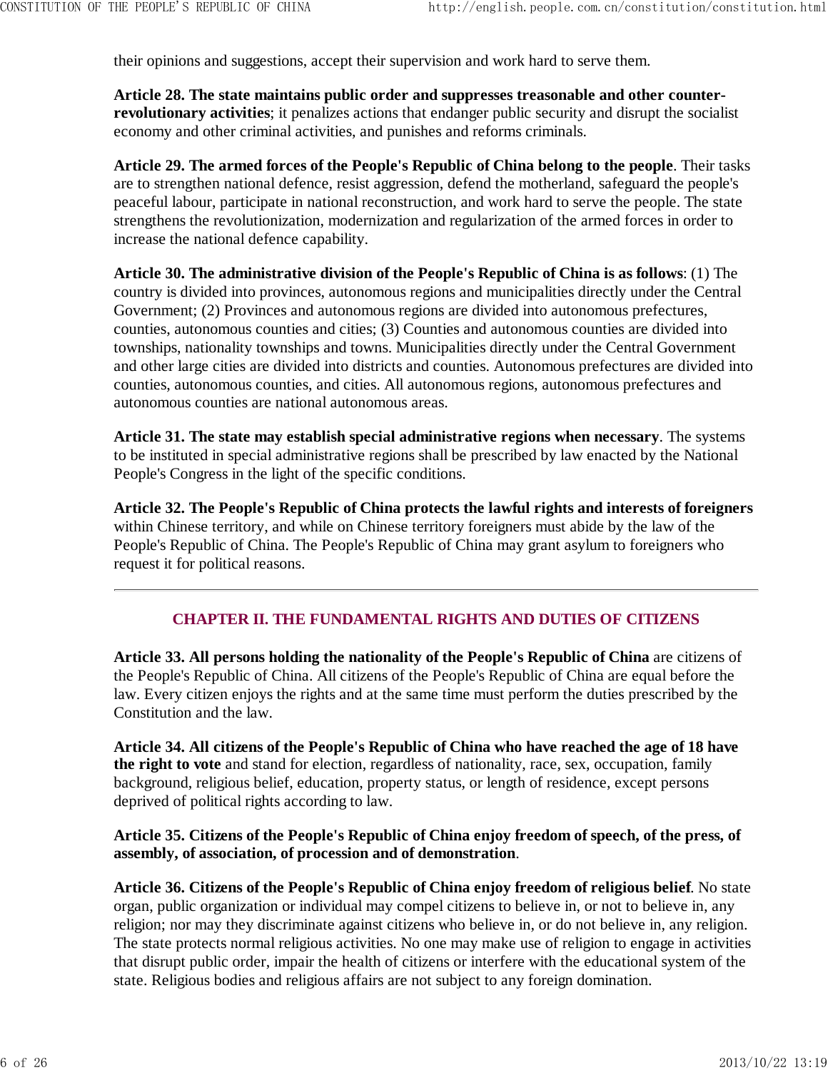their opinions and suggestions, accept their supervision and work hard to serve them.

**Article 28. The state maintains public order and suppresses treasonable and other counter-revolutionary activities**; it penalizes actions that endanger public security and disrupt the socialist economy and other criminal activities, and punishes and reforms criminals.

**Article 29. The armed forces of the People's Republic of China belong to the people**. Their tasks are to strengthen national defence, resist aggression, defend the motherland, safeguard the people's peaceful labour, participate in national reconstruction, and work hard to serve the people. The state strengthens the revolutionization, modernization and regularization of the armed forces in order to increase the national defence capability.

**Article 30. The administrative division of the People's Republic of China is as follows**: (1) The country is divided into provinces, autonomous regions and municipalities directly under the Central Government; (2) Provinces and autonomous regions are divided into autonomous prefectures, counties, autonomous counties and cities; (3) Counties and autonomous counties are divided into townships, nationality townships and towns. Municipalities directly under the Central Government and other large cities are divided into districts and counties. Autonomous prefectures are divided into counties, autonomous counties, and cities. All autonomous regions, autonomous prefectures and autonomous counties are national autonomous areas.

**Article 31. The state may establish special administrative regions when necessary**. The systems to be instituted in special administrative regions shall be prescribed by law enacted by the National People's Congress in the light of the specific conditions.

**Article 32. The People's Republic of China protects the lawful rights and interests of foreigners** within Chinese territory, and while on Chinese territory foreigners must abide by the law of the People's Republic of China. The People's Republic of China may grant asylum to foreigners who request it for political reasons.

---

## CHAPTER II. THE FUNDAMENTAL RIGHTS AND DUTIES OF CITIZENS

**Article 33. All persons holding the nationality of the People's Republic of China** are citizens of the People's Republic of China. All citizens of the People's Republic of China are equal before the law. Every citizen enjoys the rights and at the same time must perform the duties prescribed by the Constitution and the law.

**Article 34. All citizens of the People's Republic of China who have reached the age of 18 have the right to vote** and stand for election, regardless of nationality, race, sex, occupation, family background, religious belief, education, property status, or length of residence, except persons deprived of political rights according to law.

**Article 35. Citizens of the People's Republic of China enjoy freedom of speech, of the press, of assembly, of association, of procession and of demonstration**.

**Article 36. Citizens of the People's Republic of China enjoy freedom of religious belief**. No state organ, public organization or individual may compel citizens to believe in, or not to believe in, any religion; nor may they discriminate against citizens who believe in, or do not believe in, any religion. The state protects normal religious activities. No one may make use of religion to engage in activities that disrupt public order, impair the health of citizens or interfere with the educational system of the state. Religious bodies and religious affairs are not subject to any foreign domination.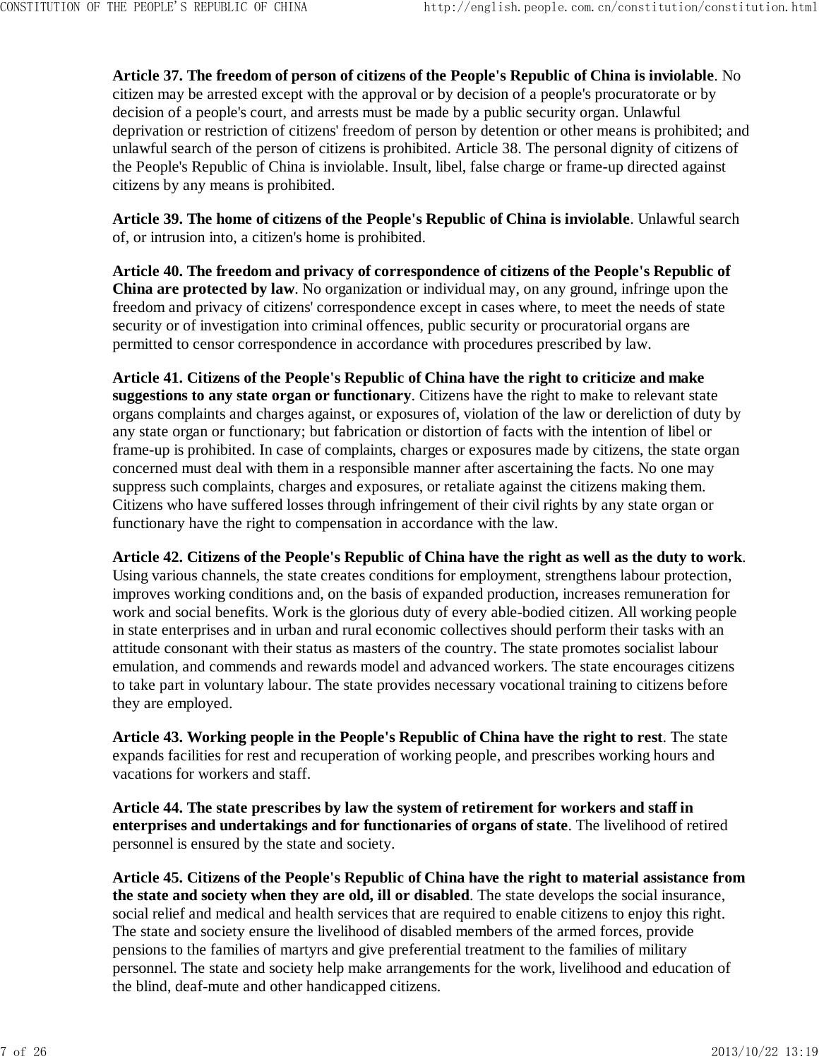**Article 37. The freedom of person of citizens of the People's Republic of China is inviolable**. No citizen may be arrested except with the approval or by decision of a people's procuratorate or by decision of a people's court, and arrests must be made by a public security organ. Unlawful deprivation or restriction of citizens' freedom of person by detention or other means is prohibited; and unlawful search of the person of citizens is prohibited. Article 38. The personal dignity of citizens of the People's Republic of China is inviolable. Insult, libel, false charge or frame-up directed against citizens by any means is prohibited.

**Article 39. The home of citizens of the People's Republic of China is inviolable**. Unlawful search of, or intrusion into, a citizen's home is prohibited.

**Article 40. The freedom and privacy of correspondence of citizens of the People's Republic of China are protected by law**. No organization or individual may, on any ground, infringe upon the freedom and privacy of citizens' correspondence except in cases where, to meet the needs of state security or of investigation into criminal offences, public security or procuratorial organs are permitted to censor correspondence in accordance with procedures prescribed by law.

**Article 41. Citizens of the People's Republic of China have the right to criticize and make suggestions to any state organ or functionary**. Citizens have the right to make to relevant state organs complaints and charges against, or exposures of, violation of the law or dereliction of duty by any state organ or functionary; but fabrication or distortion of facts with the intention of libel or frame-up is prohibited. In case of complaints, charges or exposures made by citizens, the state organ concerned must deal with them in a responsible manner after ascertaining the facts. No one may suppress such complaints, charges and exposures, or retaliate against the citizens making them. Citizens who have suffered losses through infringement of their civil rights by any state organ or functionary have the right to compensation in accordance with the law.

**Article 42. Citizens of the People's Republic of China have the right as well as the duty to work**. Using various channels, the state creates conditions for employment, strengthens labour protection, improves working conditions and, on the basis of expanded production, increases remuneration for work and social benefits. Work is the glorious duty of every able-bodied citizen. All working people in state enterprises and in urban and rural economic collectives should perform their tasks with an attitude consonant with their status as masters of the country. The state promotes socialist labour emulation, and commends and rewards model and advanced workers. The state encourages citizens to take part in voluntary labour. The state provides necessary vocational training to citizens before they are employed.

**Article 43. Working people in the People's Republic of China have the right to rest**. The state expands facilities for rest and recuperation of working people, and prescribes working hours and vacations for workers and staff.

**Article 44. The state prescribes by law the system of retirement for workers and staff in enterprises and undertakings and for functionaries of organs of state**. The livelihood of retired personnel is ensured by the state and society.

**Article 45. Citizens of the People's Republic of China have the right to material assistance from the state and society when they are old, ill or disabled**. The state develops the social insurance, social relief and medical and health services that are required to enable citizens to enjoy this right. The state and society ensure the livelihood of disabled members of the armed forces, provide pensions to the families of martyrs and give preferential treatment to the families of military personnel. The state and society help make arrangements for the work, livelihood and education of the blind, deaf-mute and other handicapped citizens.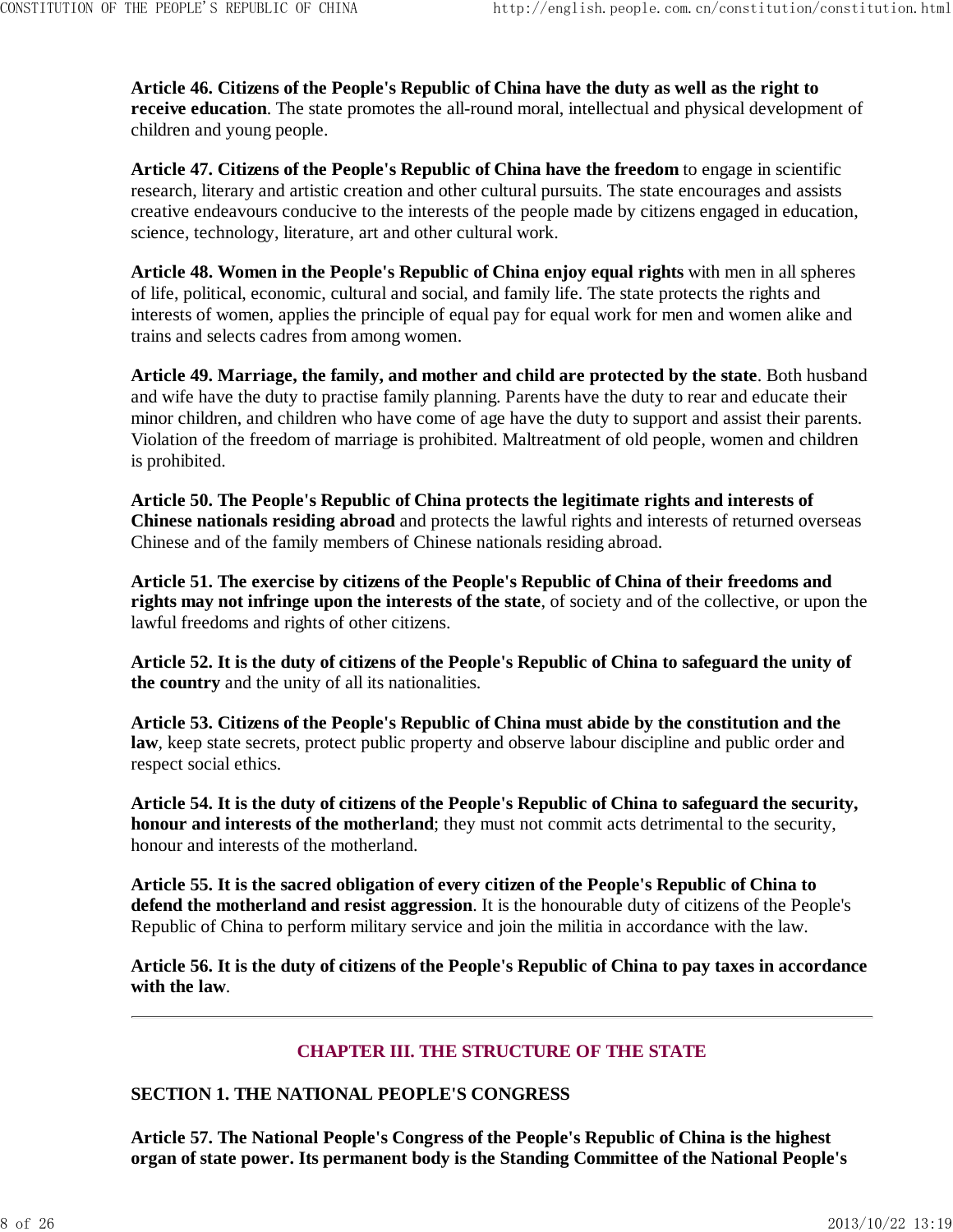**Article 46. Citizens of the People's Republic of China have the duty as well as the right to receive education**. The state promotes the all-round moral, intellectual and physical development of children and young people.

**Article 47. Citizens of the People's Republic of China have the freedom** to engage in scientific research, literary and artistic creation and other cultural pursuits. The state encourages and assists creative endeavours conducive to the interests of the people made by citizens engaged in education, science, technology, literature, art and other cultural work.

**Article 48. Women in the People's Republic of China enjoy equal rights** with men in all spheres of life, political, economic, cultural and social, and family life. The state protects the rights and interests of women, applies the principle of equal pay for equal work for men and women alike and trains and selects cadres from among women.

**Article 49. Marriage, the family, and mother and child are protected by the state**. Both husband and wife have the duty to practise family planning. Parents have the duty to rear and educate their minor children, and children who have come of age have the duty to support and assist their parents. Violation of the freedom of marriage is prohibited. Maltreatment of old people, women and children is prohibited.

**Article 50. The People's Republic of China protects the legitimate rights and interests of Chinese nationals residing abroad** and protects the lawful rights and interests of returned overseas Chinese and of the family members of Chinese nationals residing abroad.

**Article 51. The exercise by citizens of the People's Republic of China of their freedoms and rights may not infringe upon the interests of the state**, of society and of the collective, or upon the lawful freedoms and rights of other citizens.

**Article 52. It is the duty of citizens of the People's Republic of China to safeguard the unity of the country** and the unity of all its nationalities.

**Article 53. Citizens of the People's Republic of China must abide by the constitution and the law**, keep state secrets, protect public property and observe labour discipline and public order and respect social ethics.

**Article 54. It is the duty of citizens of the People's Republic of China to safeguard the security, honour and interests of the motherland**; they must not commit acts detrimental to the security, honour and interests of the motherland.

**Article 55. It is the sacred obligation of every citizen of the People's Republic of China to defend the motherland and resist aggression**. It is the honourable duty of citizens of the People's Republic of China to perform military service and join the militia in accordance with the law.

**Article 56. It is the duty of citizens of the People's Republic of China to pay taxes in accordance with the law**.

---

## CHAPTER III. THE STRUCTURE OF THE STATE

### SECTION 1. THE NATIONAL PEOPLE'S CONGRESS

**Article 57. The National People's Congress of the People's Republic of China is the highest organ of state power. Its permanent body is the Standing Committee of the National People's**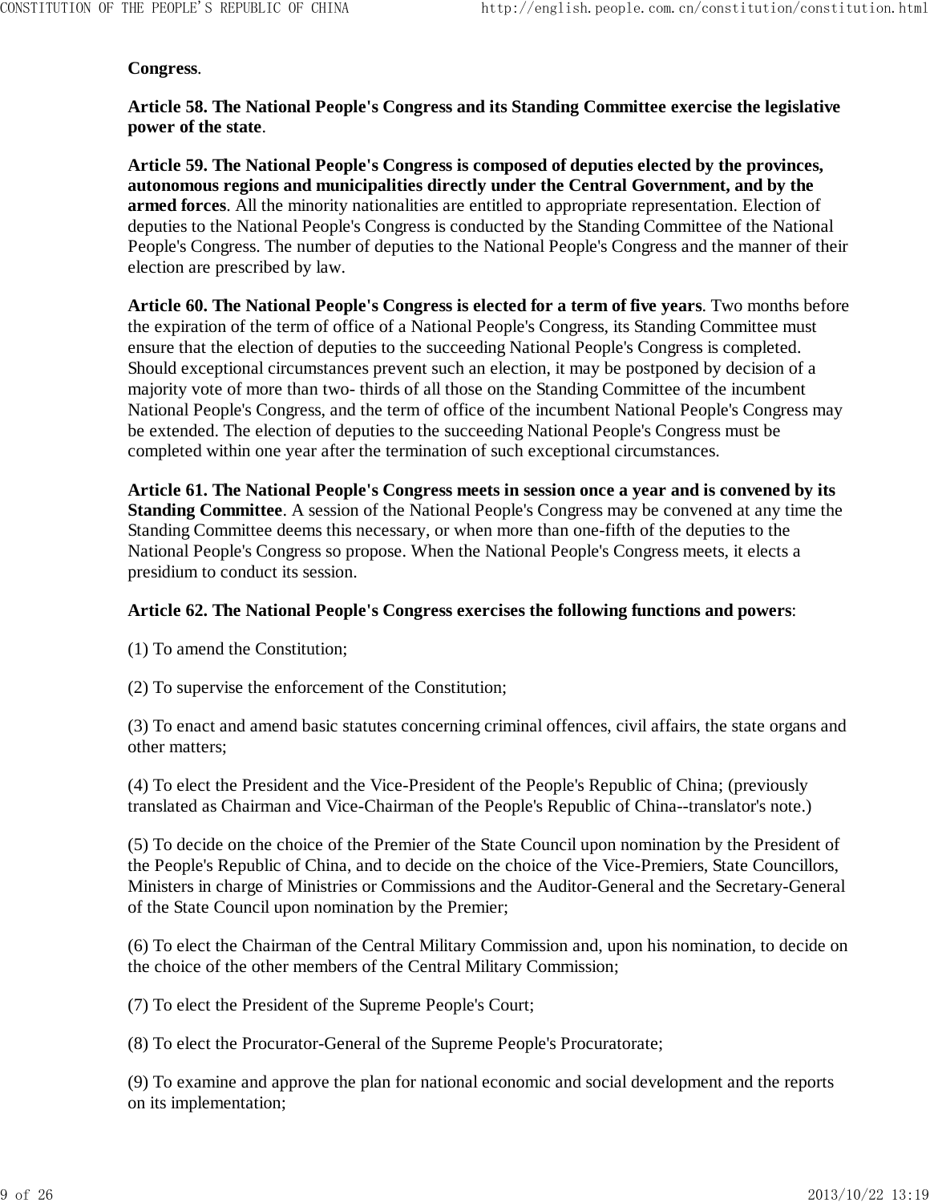**Congress**.

**Article 58. The National People's Congress and its Standing Committee exercise the legislative power of the state**.

**Article 59. The National People's Congress is composed of deputies elected by the provinces, autonomous regions and municipalities directly under the Central Government, and by the armed forces**. All the minority nationalities are entitled to appropriate representation. Election of deputies to the National People's Congress is conducted by the Standing Committee of the National People's Congress. The number of deputies to the National People's Congress and the manner of their election are prescribed by law.

**Article 60. The National People's Congress is elected for a term of five years**. Two months before the expiration of the term of office of a National People's Congress, its Standing Committee must ensure that the election of deputies to the succeeding National People's Congress is completed. Should exceptional circumstances prevent such an election, it may be postponed by decision of a majority vote of more than two- thirds of all those on the Standing Committee of the incumbent National People's Congress, and the term of office of the incumbent National People's Congress may be extended. The election of deputies to the succeeding National People's Congress must be completed within one year after the termination of such exceptional circumstances.

**Article 61. The National People's Congress meets in session once a year and is convened by its Standing Committee**. A session of the National People's Congress may be convened at any time the Standing Committee deems this necessary, or when more than one-fifth of the deputies to the National People's Congress so propose. When the National People's Congress meets, it elects a presidium to conduct its session.

**Article 62. The National People's Congress exercises the following functions and powers**:

(1) To amend the Constitution;

(2) To supervise the enforcement of the Constitution;

(3) To enact and amend basic statutes concerning criminal offences, civil affairs, the state organs and other matters;

(4) To elect the President and the Vice-President of the People's Republic of China; (previously translated as Chairman and Vice-Chairman of the People's Republic of China--translator's note.)

(5) To decide on the choice of the Premier of the State Council upon nomination by the President of the People's Republic of China, and to decide on the choice of the Vice-Premiers, State Councillors, Ministers in charge of Ministries or Commissions and the Auditor-General and the Secretary-General of the State Council upon nomination by the Premier;

(6) To elect the Chairman of the Central Military Commission and, upon his nomination, to decide on the choice of the other members of the Central Military Commission;

(7) To elect the President of the Supreme People's Court;

(8) To elect the Procurator-General of the Supreme People's Procuratorate;

(9) To examine and approve the plan for national economic and social development and the reports on its implementation;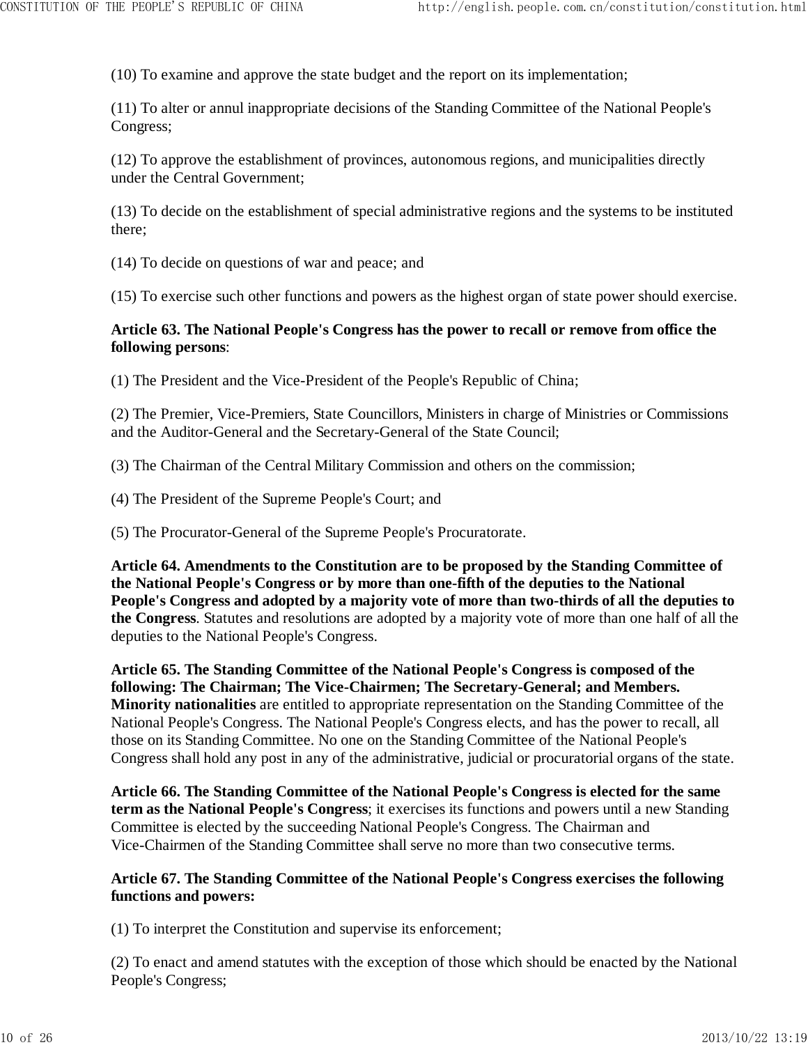(10) To examine and approve the state budget and the report on its implementation;

(11) To alter or annul inappropriate decisions of the Standing Committee of the National People's Congress;

(12) To approve the establishment of provinces, autonomous regions, and municipalities directly under the Central Government;

(13) To decide on the establishment of special administrative regions and the systems to be instituted there;

(14) To decide on questions of war and peace; and

(15) To exercise such other functions and powers as the highest organ of state power should exercise.

**Article 63. The National People's Congress has the power to recall or remove from office the following persons**:

(1) The President and the Vice-President of the People's Republic of China;

(2) The Premier, Vice-Premiers, State Councillors, Ministers in charge of Ministries or Commissions and the Auditor-General and the Secretary-General of the State Council;

(3) The Chairman of the Central Military Commission and others on the commission;

(4) The President of the Supreme People's Court; and

(5) The Procurator-General of the Supreme People's Procuratorate.

**Article 64. Amendments to the Constitution are to be proposed by the Standing Committee of the National People's Congress or by more than one-fifth of the deputies to the National People's Congress and adopted by a majority vote of more than two-thirds of all the deputies to the Congress**. Statutes and resolutions are adopted by a majority vote of more than one half of all the deputies to the National People's Congress.

**Article 65. The Standing Committee of the National People's Congress is composed of the following: The Chairman; The Vice-Chairmen; The Secretary-General; and Members. Minority nationalities** are entitled to appropriate representation on the Standing Committee of the National People's Congress. The National People's Congress elects, and has the power to recall, all those on its Standing Committee. No one on the Standing Committee of the National People's Congress shall hold any post in any of the administrative, judicial or procuratorial organs of the state.

**Article 66. The Standing Committee of the National People's Congress is elected for the same term as the National People's Congress**; it exercises its functions and powers until a new Standing Committee is elected by the succeeding National People's Congress. The Chairman and Vice-Chairmen of the Standing Committee shall serve no more than two consecutive terms.

**Article 67. The Standing Committee of the National People's Congress exercises the following functions and powers:**

(1) To interpret the Constitution and supervise its enforcement;

(2) To enact and amend statutes with the exception of those which should be enacted by the National People's Congress;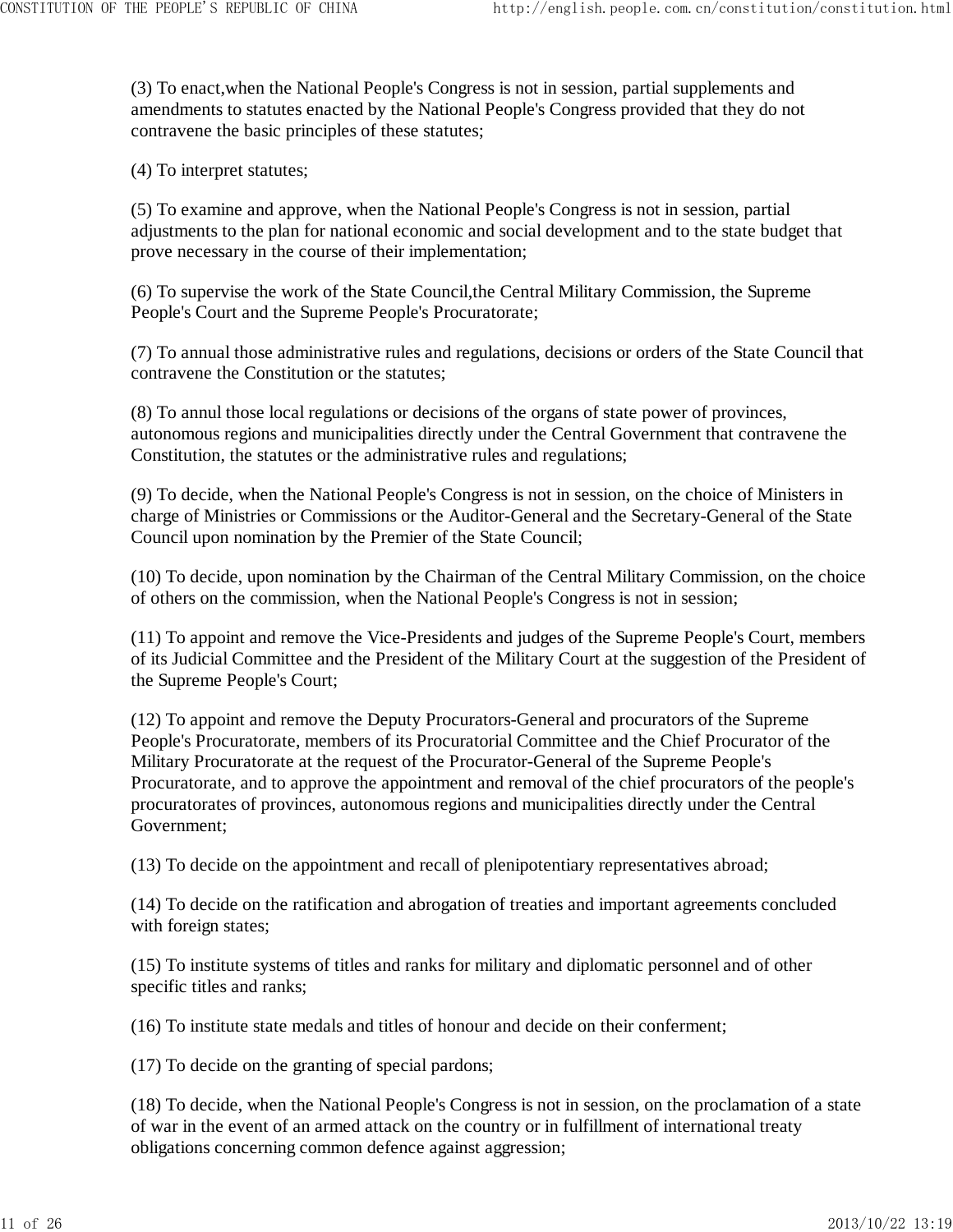(3) To enact,when the National People's Congress is not in session, partial supplements and amendments to statutes enacted by the National People's Congress provided that they do not contravene the basic principles of these statutes;

(4) To interpret statutes;

(5) To examine and approve, when the National People's Congress is not in session, partial adjustments to the plan for national economic and social development and to the state budget that prove necessary in the course of their implementation;

(6) To supervise the work of the State Council,the Central Military Commission, the Supreme People's Court and the Supreme People's Procuratorate;

(7) To annual those administrative rules and regulations, decisions or orders of the State Council that contravene the Constitution or the statutes;

(8) To annul those local regulations or decisions of the organs of state power of provinces, autonomous regions and municipalities directly under the Central Government that contravene the Constitution, the statutes or the administrative rules and regulations;

(9) To decide, when the National People's Congress is not in session, on the choice of Ministers in charge of Ministries or Commissions or the Auditor-General and the Secretary-General of the State Council upon nomination by the Premier of the State Council;

(10) To decide, upon nomination by the Chairman of the Central Military Commission, on the choice of others on the commission, when the National People's Congress is not in session;

(11) To appoint and remove the Vice-Presidents and judges of the Supreme People's Court, members of its Judicial Committee and the President of the Military Court at the suggestion of the President of the Supreme People's Court;

(12) To appoint and remove the Deputy Procurators-General and procurators of the Supreme People's Procuratorate, members of its Procuratorial Committee and the Chief Procurator of the Military Procuratorate at the request of the Procurator-General of the Supreme People's Procuratorate, and to approve the appointment and removal of the chief procurators of the people's procuratorates of provinces, autonomous regions and municipalities directly under the Central Government;

(13) To decide on the appointment and recall of plenipotentiary representatives abroad;

(14) To decide on the ratification and abrogation of treaties and important agreements concluded with foreign states;

(15) To institute systems of titles and ranks for military and diplomatic personnel and of other specific titles and ranks;

(16) To institute state medals and titles of honour and decide on their conferment;

(17) To decide on the granting of special pardons;

(18) To decide, when the National People's Congress is not in session, on the proclamation of a state of war in the event of an armed attack on the country or in fulfillment of international treaty obligations concerning common defence against aggression;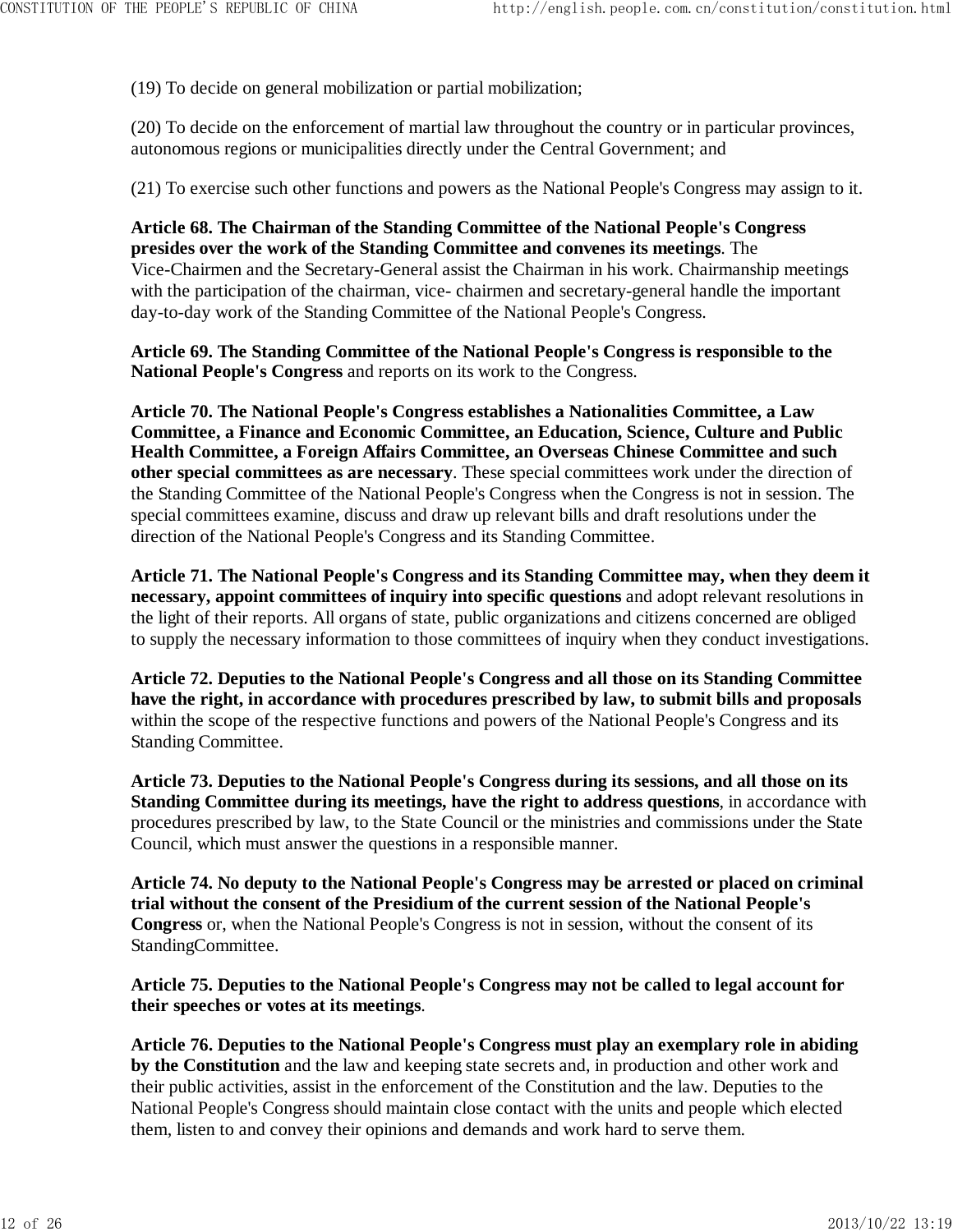(19) To decide on general mobilization or partial mobilization;

(20) To decide on the enforcement of martial law throughout the country or in particular provinces, autonomous regions or municipalities directly under the Central Government; and

(21) To exercise such other functions and powers as the National People's Congress may assign to it.

**Article 68. The Chairman of the Standing Committee of the National People's Congress presides over the work of the Standing Committee and convenes its meetings**. The Vice-Chairmen and the Secretary-General assist the Chairman in his work. Chairmanship meetings with the participation of the chairman, vice- chairmen and secretary-general handle the important day-to-day work of the Standing Committee of the National People's Congress.

**Article 69. The Standing Committee of the National People's Congress is responsible to the National People's Congress** and reports on its work to the Congress.

**Article 70. The National People's Congress establishes a Nationalities Committee, a Law Committee, a Finance and Economic Committee, an Education, Science, Culture and Public Health Committee, a Foreign Affairs Committee, an Overseas Chinese Committee and such other special committees as are necessary**. These special committees work under the direction of the Standing Committee of the National People's Congress when the Congress is not in session. The special committees examine, discuss and draw up relevant bills and draft resolutions under the direction of the National People's Congress and its Standing Committee.

**Article 71. The National People's Congress and its Standing Committee may, when they deem it necessary, appoint committees of inquiry into specific questions** and adopt relevant resolutions in the light of their reports. All organs of state, public organizations and citizens concerned are obliged to supply the necessary information to those committees of inquiry when they conduct investigations.

**Article 72. Deputies to the National People's Congress and all those on its Standing Committee have the right, in accordance with procedures prescribed by law, to submit bills and proposals** within the scope of the respective functions and powers of the National People's Congress and its Standing Committee.

**Article 73. Deputies to the National People's Congress during its sessions, and all those on its Standing Committee during its meetings, have the right to address questions**, in accordance with procedures prescribed by law, to the State Council or the ministries and commissions under the State Council, which must answer the questions in a responsible manner.

**Article 74. No deputy to the National People's Congress may be arrested or placed on criminal trial without the consent of the Presidium of the current session of the National People's Congress** or, when the National People's Congress is not in session, without the consent of its StandingCommittee.

**Article 75. Deputies to the National People's Congress may not be called to legal account for their speeches or votes at its meetings**.

**Article 76. Deputies to the National People's Congress must play an exemplary role in abiding by the Constitution** and the law and keeping state secrets and, in production and other work and their public activities, assist in the enforcement of the Constitution and the law. Deputies to the National People's Congress should maintain close contact with the units and people which elected them, listen to and convey their opinions and demands and work hard to serve them.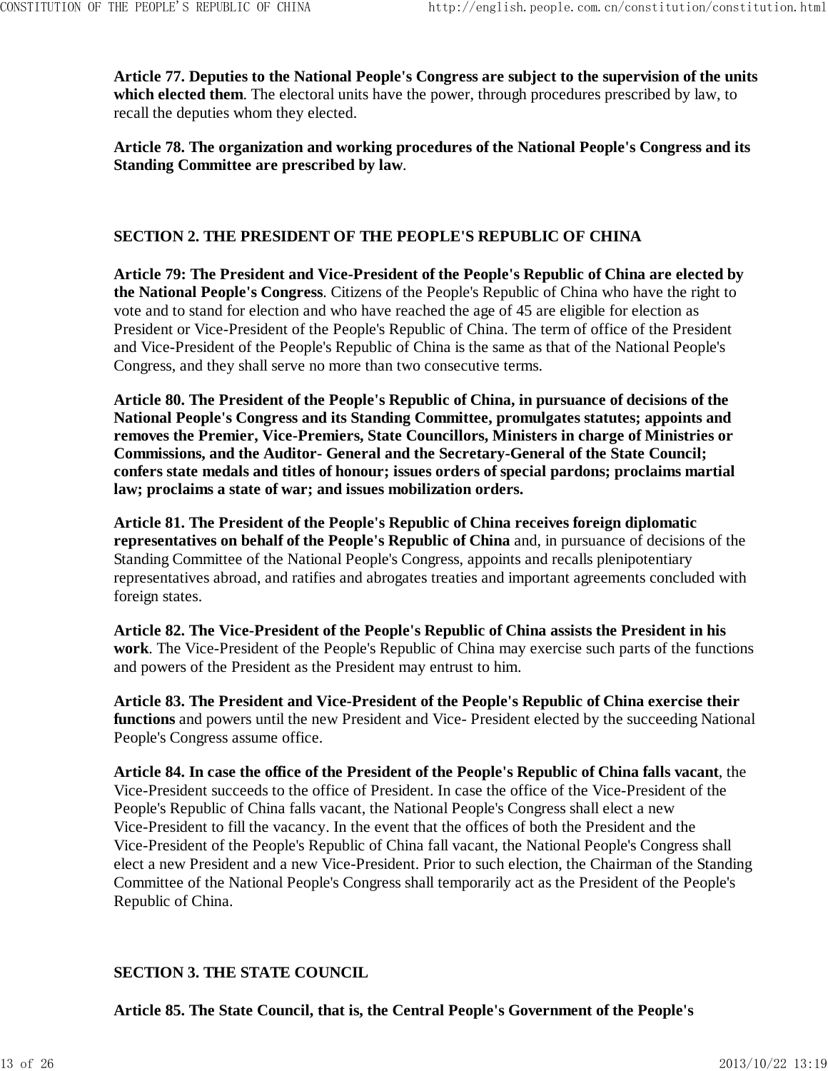**Article 77. Deputies to the National People's Congress are subject to the supervision of the units which elected them**. The electoral units have the power, through procedures prescribed by law, to recall the deputies whom they elected.

**Article 78. The organization and working procedures of the National People's Congress and its Standing Committee are prescribed by law**.

## SECTION 2. THE PRESIDENT OF THE PEOPLE'S REPUBLIC OF CHINA

**Article 79: The President and Vice-President of the People's Republic of China are elected by the National People's Congress**. Citizens of the People's Republic of China who have the right to vote and to stand for election and who have reached the age of 45 are eligible for election as President or Vice-President of the People's Republic of China. The term of office of the President and Vice-President of the People's Republic of China is the same as that of the National People's Congress, and they shall serve no more than two consecutive terms.

**Article 80. The President of the People's Republic of China, in pursuance of decisions of the National People's Congress and its Standing Committee, promulgates statutes; appoints and removes the Premier, Vice-Premiers, State Councillors, Ministers in charge of Ministries or Commissions, and the Auditor- General and the Secretary-General of the State Council; confers state medals and titles of honour; issues orders of special pardons; proclaims martial law; proclaims a state of war; and issues mobilization orders.**

**Article 81. The President of the People's Republic of China receives foreign diplomatic representatives on behalf of the People's Republic of China** and, in pursuance of decisions of the Standing Committee of the National People's Congress, appoints and recalls plenipotentiary representatives abroad, and ratifies and abrogates treaties and important agreements concluded with foreign states.

**Article 82. The Vice-President of the People's Republic of China assists the President in his work**. The Vice-President of the People's Republic of China may exercise such parts of the functions and powers of the President as the President may entrust to him.

**Article 83. The President and Vice-President of the People's Republic of China exercise their functions** and powers until the new President and Vice- President elected by the succeeding National People's Congress assume office.

**Article 84. In case the office of the President of the People's Republic of China falls vacant**, the Vice-President succeeds to the office of President. In case the office of the Vice-President of the People's Republic of China falls vacant, the National People's Congress shall elect a new Vice-President to fill the vacancy. In the event that the offices of both the President and the Vice-President of the People's Republic of China fall vacant, the National People's Congress shall elect a new President and a new Vice-President. Prior to such election, the Chairman of the Standing Committee of the National People's Congress shall temporarily act as the President of the People's Republic of China.

## SECTION 3. THE STATE COUNCIL

**Article 85. The State Council, that is, the Central People's Government of the People's**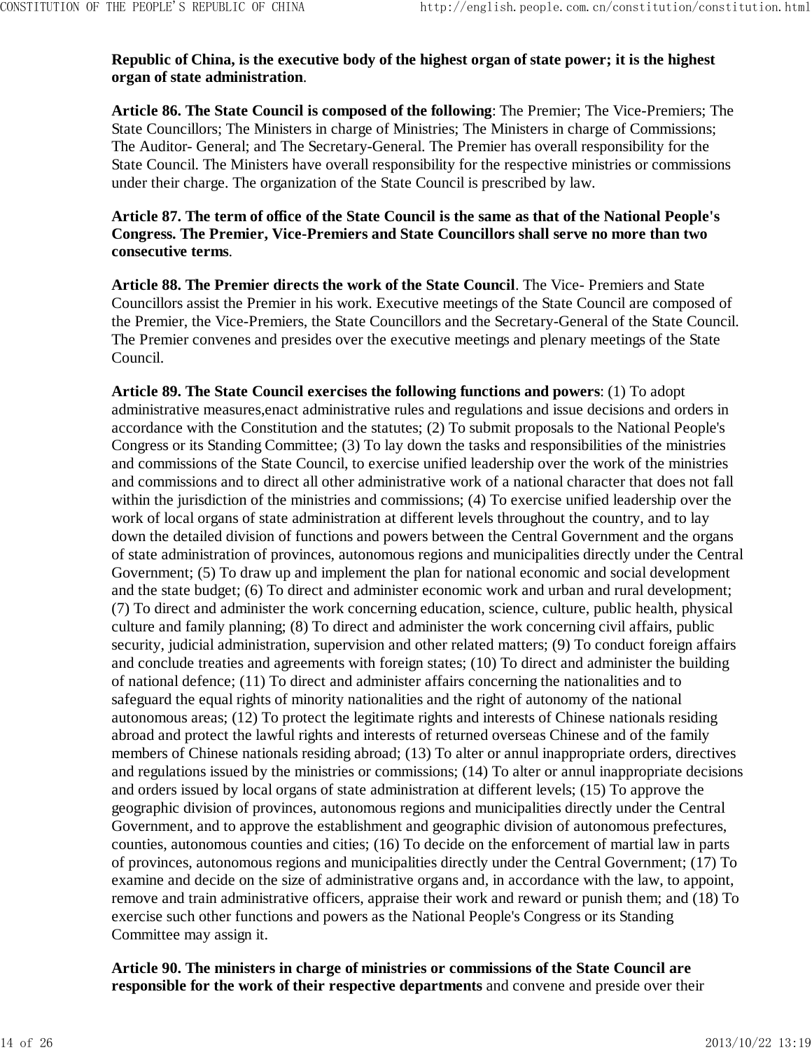**Republic of China, is the executive body of the highest organ of state power; it is the highest organ of state administration**.

**Article 86. The State Council is composed of the following**: The Premier; The Vice-Premiers; The State Councillors; The Ministers in charge of Ministries; The Ministers in charge of Commissions; The Auditor- General; and The Secretary-General. The Premier has overall responsibility for the State Council. The Ministers have overall responsibility for the respective ministries or commissions under their charge. The organization of the State Council is prescribed by law.

**Article 87. The term of office of the State Council is the same as that of the National People's Congress. The Premier, Vice-Premiers and State Councillors shall serve no more than two consecutive terms**.

**Article 88. The Premier directs the work of the State Council**. The Vice- Premiers and State Councillors assist the Premier in his work. Executive meetings of the State Council are composed of the Premier, the Vice-Premiers, the State Councillors and the Secretary-General of the State Council. The Premier convenes and presides over the executive meetings and plenary meetings of the State Council.

**Article 89. The State Council exercises the following functions and powers**: (1) To adopt administrative measures,enact administrative rules and regulations and issue decisions and orders in accordance with the Constitution and the statutes; (2) To submit proposals to the National People's Congress or its Standing Committee; (3) To lay down the tasks and responsibilities of the ministries and commissions of the State Council, to exercise unified leadership over the work of the ministries and commissions and to direct all other administrative work of a national character that does not fall within the jurisdiction of the ministries and commissions; (4) To exercise unified leadership over the work of local organs of state administration at different levels throughout the country, and to lay down the detailed division of functions and powers between the Central Government and the organs of state administration of provinces, autonomous regions and municipalities directly under the Central Government; (5) To draw up and implement the plan for national economic and social development and the state budget; (6) To direct and administer economic work and urban and rural development; (7) To direct and administer the work concerning education, science, culture, public health, physical culture and family planning; (8) To direct and administer the work concerning civil affairs, public security, judicial administration, supervision and other related matters; (9) To conduct foreign affairs and conclude treaties and agreements with foreign states; (10) To direct and administer the building of national defence; (11) To direct and administer affairs concerning the nationalities and to safeguard the equal rights of minority nationalities and the right of autonomy of the national autonomous areas; (12) To protect the legitimate rights and interests of Chinese nationals residing abroad and protect the lawful rights and interests of returned overseas Chinese and of the family members of Chinese nationals residing abroad; (13) To alter or annul inappropriate orders, directives and regulations issued by the ministries or commissions; (14) To alter or annul inappropriate decisions and orders issued by local organs of state administration at different levels; (15) To approve the geographic division of provinces, autonomous regions and municipalities directly under the Central Government, and to approve the establishment and geographic division of autonomous prefectures, counties, autonomous counties and cities; (16) To decide on the enforcement of martial law in parts of provinces, autonomous regions and municipalities directly under the Central Government; (17) To examine and decide on the size of administrative organs and, in accordance with the law, to appoint, remove and train administrative officers, appraise their work and reward or punish them; and (18) To exercise such other functions and powers as the National People's Congress or its Standing Committee may assign it.

**Article 90. The ministers in charge of ministries or commissions of the State Council are responsible for the work of their respective departments** and convene and preside over their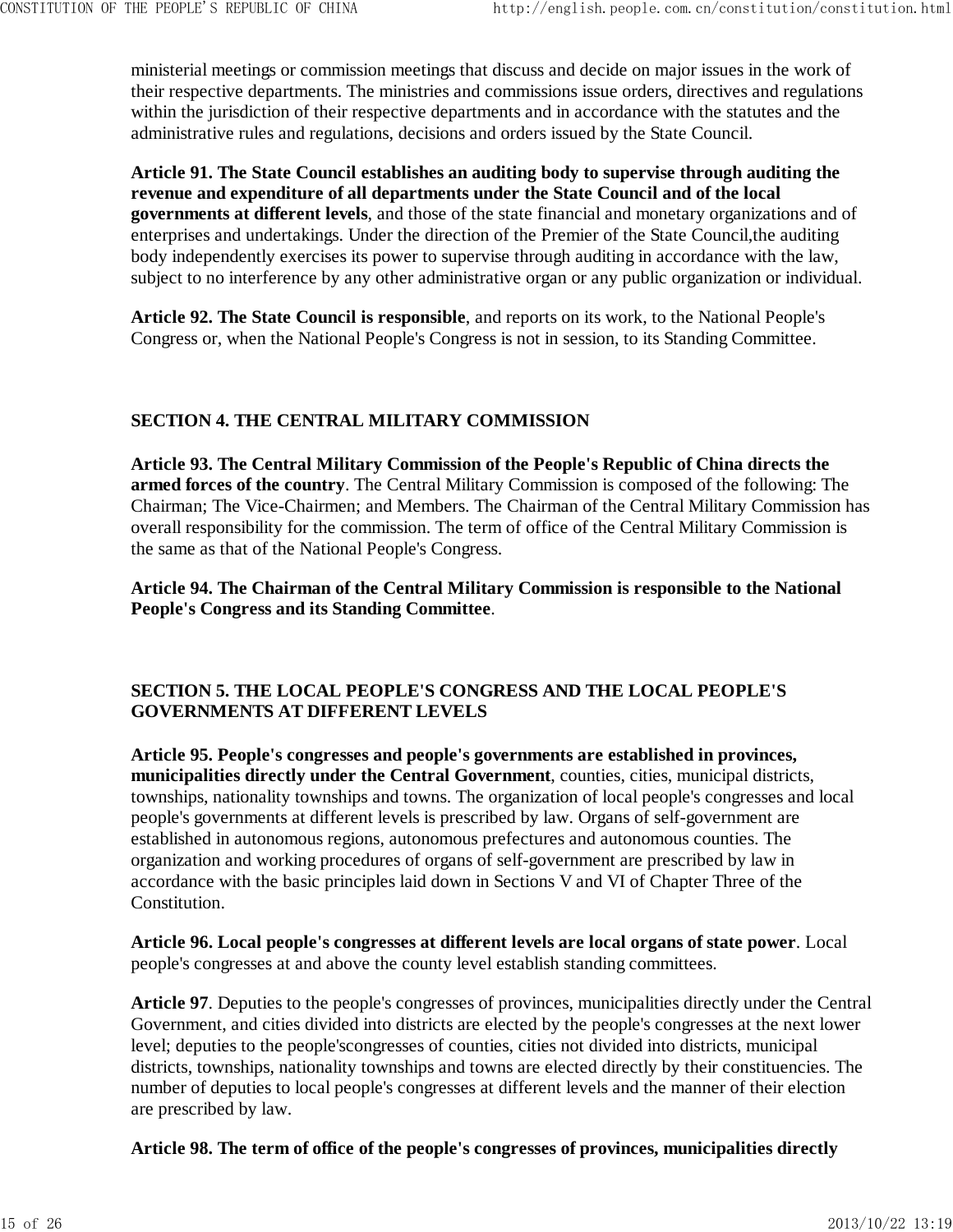ministerial meetings or commission meetings that discuss and decide on major issues in the work of their respective departments. The ministries and commissions issue orders, directives and regulations within the jurisdiction of their respective departments and in accordance with the statutes and the administrative rules and regulations, decisions and orders issued by the State Council.

**Article 91. The State Council establishes an auditing body to supervise through auditing the revenue and expenditure of all departments under the State Council and of the local governments at different levels**, and those of the state financial and monetary organizations and of enterprises and undertakings. Under the direction of the Premier of the State Council,the auditing body independently exercises its power to supervise through auditing in accordance with the law, subject to no interference by any other administrative organ or any public organization or individual.

**Article 92. The State Council is responsible**, and reports on its work, to the National People's Congress or, when the National People's Congress is not in session, to its Standing Committee.

## SECTION 4. THE CENTRAL MILITARY COMMISSION

**Article 93. The Central Military Commission of the People's Republic of China directs the armed forces of the country**. The Central Military Commission is composed of the following: The Chairman; The Vice-Chairmen; and Members. The Chairman of the Central Military Commission has overall responsibility for the commission. The term of office of the Central Military Commission is the same as that of the National People's Congress.

**Article 94. The Chairman of the Central Military Commission is responsible to the National People's Congress and its Standing Committee**.

## SECTION 5. THE LOCAL PEOPLE'S CONGRESS AND THE LOCAL PEOPLE'S GOVERNMENTS AT DIFFERENT LEVELS

**Article 95. People's congresses and people's governments are established in provinces, municipalities directly under the Central Government**, counties, cities, municipal districts, townships, nationality townships and towns. The organization of local people's congresses and local people's governments at different levels is prescribed by law. Organs of self-government are established in autonomous regions, autonomous prefectures and autonomous counties. The organization and working procedures of organs of self-government are prescribed by law in accordance with the basic principles laid down in Sections V and VI of Chapter Three of the Constitution.

**Article 96. Local people's congresses at different levels are local organs of state power**. Local people's congresses at and above the county level establish standing committees.

**Article 97**. Deputies to the people's congresses of provinces, municipalities directly under the Central Government, and cities divided into districts are elected by the people's congresses at the next lower level; deputies to the people'scongresses of counties, cities not divided into districts, municipal districts, townships, nationality townships and towns are elected directly by their constituencies. The number of deputies to local people's congresses at different levels and the manner of their election are prescribed by law.

**Article 98. The term of office of the people's congresses of provinces, municipalities directly**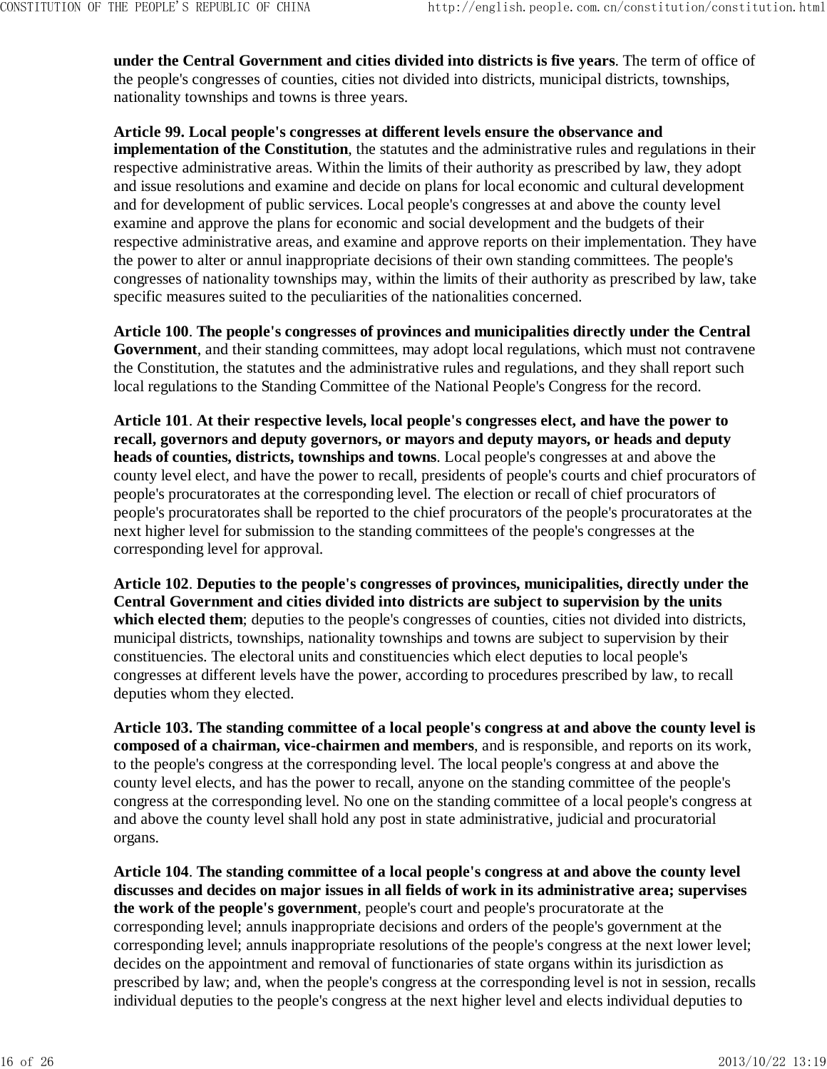**under the Central Government and cities divided into districts is five years**. The term of office of the people's congresses of counties, cities not divided into districts, municipal districts, townships, nationality townships and towns is three years.

**Article 99. Local people's congresses at different levels ensure the observance and implementation of the Constitution**, the statutes and the administrative rules and regulations in their respective administrative areas. Within the limits of their authority as prescribed by law, they adopt and issue resolutions and examine and decide on plans for local economic and cultural development and for development of public services. Local people's congresses at and above the county level examine and approve the plans for economic and social development and the budgets of their respective administrative areas, and examine and approve reports on their implementation. They have the power to alter or annul inappropriate decisions of their own standing committees. The people's congresses of nationality townships may, within the limits of their authority as prescribed by law, take specific measures suited to the peculiarities of the nationalities concerned.

**Article 100**. **The people's congresses of provinces and municipalities directly under the Central Government**, and their standing committees, may adopt local regulations, which must not contravene the Constitution, the statutes and the administrative rules and regulations, and they shall report such local regulations to the Standing Committee of the National People's Congress for the record.

**Article 101**. **At their respective levels, local people's congresses elect, and have the power to recall, governors and deputy governors, or mayors and deputy mayors, or heads and deputy heads of counties, districts, townships and towns**. Local people's congresses at and above the county level elect, and have the power to recall, presidents of people's courts and chief procurators of people's procuratorates at the corresponding level. The election or recall of chief procurators of people's procuratorates shall be reported to the chief procurators of the people's procuratorates at the next higher level for submission to the standing committees of the people's congresses at the corresponding level for approval.

**Article 102**. **Deputies to the people's congresses of provinces, municipalities, directly under the Central Government and cities divided into districts are subject to supervision by the units which elected them**; deputies to the people's congresses of counties, cities not divided into districts, municipal districts, townships, nationality townships and towns are subject to supervision by their constituencies. The electoral units and constituencies which elect deputies to local people's congresses at different levels have the power, according to procedures prescribed by law, to recall deputies whom they elected.

**Article 103. The standing committee of a local people's congress at and above the county level is composed of a chairman, vice-chairmen and members**, and is responsible, and reports on its work, to the people's congress at the corresponding level. The local people's congress at and above the county level elects, and has the power to recall, anyone on the standing committee of the people's congress at the corresponding level. No one on the standing committee of a local people's congress at and above the county level shall hold any post in state administrative, judicial and procuratorial organs.

**Article 104**. **The standing committee of a local people's congress at and above the county level discusses and decides on major issues in all fields of work in its administrative area; supervises the work of the people's government**, people's court and people's procuratorate at the corresponding level; annuls inappropriate decisions and orders of the people's government at the corresponding level; annuls inappropriate resolutions of the people's congress at the next lower level; decides on the appointment and removal of functionaries of state organs within its jurisdiction as prescribed by law; and, when the people's congress at the corresponding level is not in session, recalls individual deputies to the people's congress at the next higher level and elects individual deputies to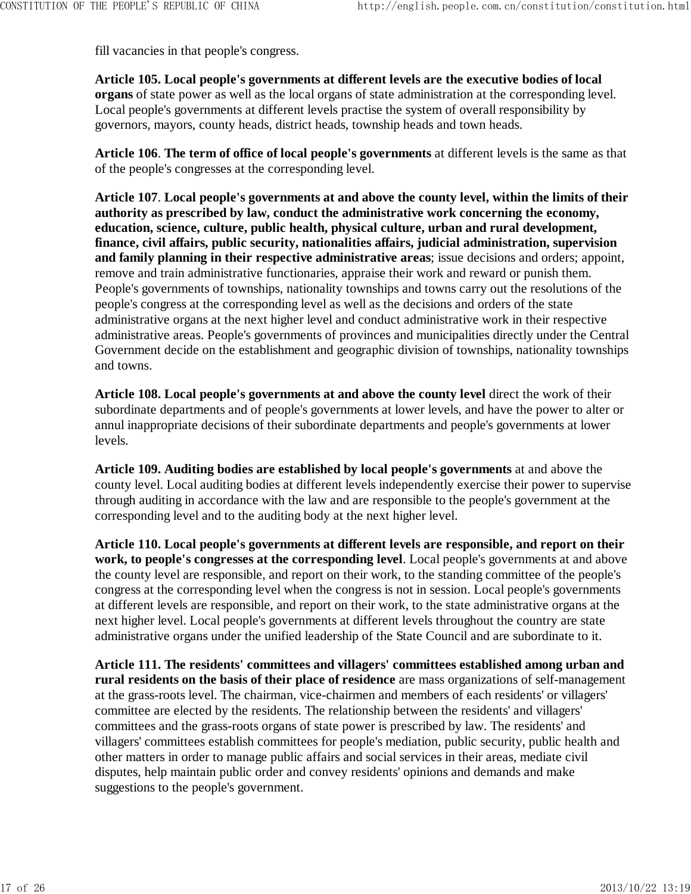fill vacancies in that people's congress.

**Article 105. Local people's governments at different levels are the executive bodies of local organs** of state power as well as the local organs of state administration at the corresponding level. Local people's governments at different levels practise the system of overall responsibility by governors, mayors, county heads, district heads, township heads and town heads.

**Article 106**. **The term of office of local people's governments** at different levels is the same as that of the people's congresses at the corresponding level.

**Article 107**. **Local people's governments at and above the county level, within the limits of their authority as prescribed by law, conduct the administrative work concerning the economy, education, science, culture, public health, physical culture, urban and rural development, finance, civil affairs, public security, nationalities affairs, judicial administration, supervision and family planning in their respective administrative areas**; issue decisions and orders; appoint, remove and train administrative functionaries, appraise their work and reward or punish them. People's governments of townships, nationality townships and towns carry out the resolutions of the people's congress at the corresponding level as well as the decisions and orders of the state administrative organs at the next higher level and conduct administrative work in their respective administrative areas. People's governments of provinces and municipalities directly under the Central Government decide on the establishment and geographic division of townships, nationality townships and towns.

**Article 108. Local people's governments at and above the county level** direct the work of their subordinate departments and of people's governments at lower levels, and have the power to alter or annul inappropriate decisions of their subordinate departments and people's governments at lower levels.

**Article 109. Auditing bodies are established by local people's governments** at and above the county level. Local auditing bodies at different levels independently exercise their power to supervise through auditing in accordance with the law and are responsible to the people's government at the corresponding level and to the auditing body at the next higher level.

**Article 110. Local people's governments at different levels are responsible, and report on their work, to people's congresses at the corresponding level**. Local people's governments at and above the county level are responsible, and report on their work, to the standing committee of the people's congress at the corresponding level when the congress is not in session. Local people's governments at different levels are responsible, and report on their work, to the state administrative organs at the next higher level. Local people's governments at different levels throughout the country are state administrative organs under the unified leadership of the State Council and are subordinate to it.

**Article 111. The residents' committees and villagers' committees established among urban and rural residents on the basis of their place of residence** are mass organizations of self-management at the grass-roots level. The chairman, vice-chairmen and members of each residents' or villagers' committee are elected by the residents. The relationship between the residents' and villagers' committees and the grass-roots organs of state power is prescribed by law. The residents' and villagers' committees establish committees for people's mediation, public security, public health and other matters in order to manage public affairs and social services in their areas, mediate civil disputes, help maintain public order and convey residents' opinions and demands and make suggestions to the people's government.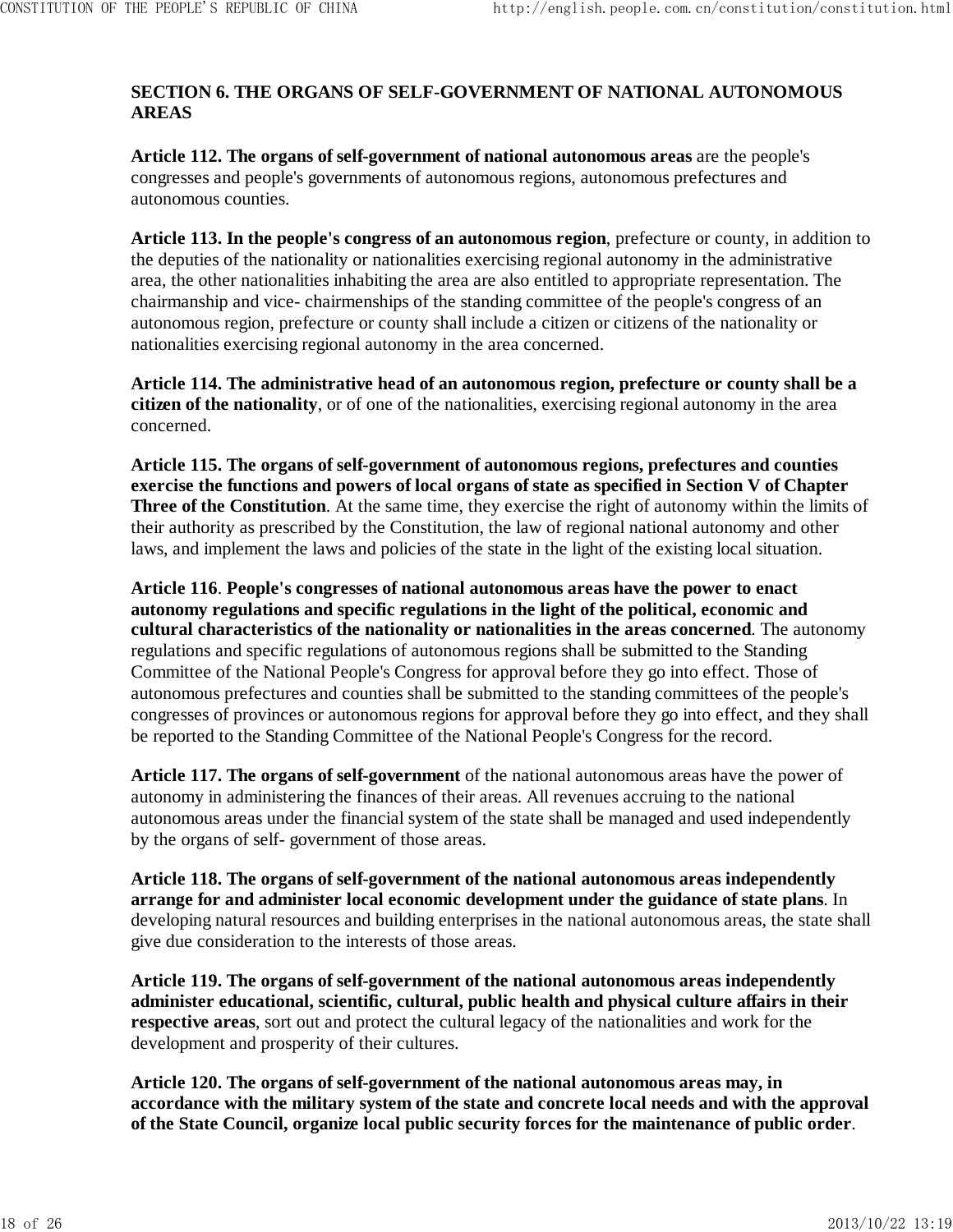### SECTION 6. THE ORGANS OF SELF-GOVERNMENT OF NATIONAL AUTONOMOUS AREAS

**Article 112. The organs of self-government of national autonomous areas** are the people's congresses and people's governments of autonomous regions, autonomous prefectures and autonomous counties.

**Article 113. In the people's congress of an autonomous region**, prefecture or county, in addition to the deputies of the nationality or nationalities exercising regional autonomy in the administrative area, the other nationalities inhabiting the area are also entitled to appropriate representation. The chairmanship and vice- chairmenships of the standing committee of the people's congress of an autonomous region, prefecture or county shall include a citizen or citizens of the nationality or nationalities exercising regional autonomy in the area concerned.

**Article 114. The administrative head of an autonomous region, prefecture or county shall be a citizen of the nationality**, or of one of the nationalities, exercising regional autonomy in the area concerned.

**Article 115. The organs of self-government of autonomous regions, prefectures and counties exercise the functions and powers of local organs of state as specified in Section V of Chapter Three of the Constitution**. At the same time, they exercise the right of autonomy within the limits of their authority as prescribed by the Constitution, the law of regional national autonomy and other laws, and implement the laws and policies of the state in the light of the existing local situation.

**Article 116**. **People's congresses of national autonomous areas have the power to enact autonomy regulations and specific regulations in the light of the political, economic and cultural characteristics of the nationality or nationalities in the areas concerned**. The autonomy regulations and specific regulations of autonomous regions shall be submitted to the Standing Committee of the National People's Congress for approval before they go into effect. Those of autonomous prefectures and counties shall be submitted to the standing committees of the people's congresses of provinces or autonomous regions for approval before they go into effect, and they shall be reported to the Standing Committee of the National People's Congress for the record.

**Article 117. The organs of self-government** of the national autonomous areas have the power of autonomy in administering the finances of their areas. All revenues accruing to the national autonomous areas under the financial system of the state shall be managed and used independently by the organs of self- government of those areas.

**Article 118. The organs of self-government of the national autonomous areas independently arrange for and administer local economic development under the guidance of state plans**. In developing natural resources and building enterprises in the national autonomous areas, the state shall give due consideration to the interests of those areas.

**Article 119. The organs of self-government of the national autonomous areas independently administer educational, scientific, cultural, public health and physical culture affairs in their respective areas**, sort out and protect the cultural legacy of the nationalities and work for the development and prosperity of their cultures.

**Article 120. The organs of self-government of the national autonomous areas may, in accordance with the military system of the state and concrete local needs and with the approval of the State Council, organize local public security forces for the maintenance of public order**.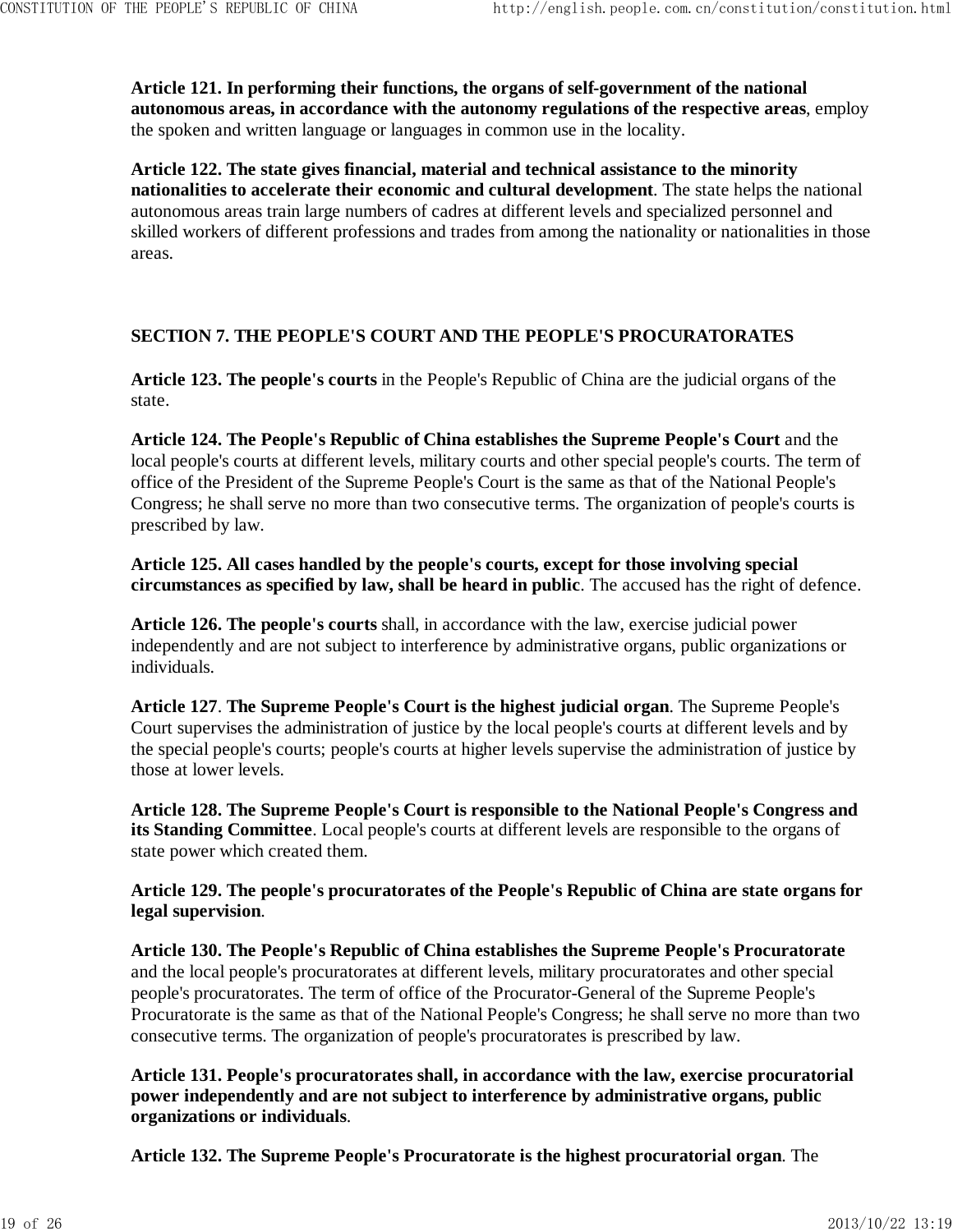**Article 121. In performing their functions, the organs of self-government of the national autonomous areas, in accordance with the autonomy regulations of the respective areas**, employ the spoken and written language or languages in common use in the locality.

**Article 122. The state gives financial, material and technical assistance to the minority nationalities to accelerate their economic and cultural development**. The state helps the national autonomous areas train large numbers of cadres at different levels and specialized personnel and skilled workers of different professions and trades from among the nationality or nationalities in those areas.

## SECTION 7. THE PEOPLE'S COURT AND THE PEOPLE'S PROCURATORATES

**Article 123. The people's courts** in the People's Republic of China are the judicial organs of the state.

**Article 124. The People's Republic of China establishes the Supreme People's Court** and the local people's courts at different levels, military courts and other special people's courts. The term of office of the President of the Supreme People's Court is the same as that of the National People's Congress; he shall serve no more than two consecutive terms. The organization of people's courts is prescribed by law.

**Article 125. All cases handled by the people's courts, except for those involving special circumstances as specified by law, shall be heard in public**. The accused has the right of defence.

**Article 126. The people's courts** shall, in accordance with the law, exercise judicial power independently and are not subject to interference by administrative organs, public organizations or individuals.

**Article 127**. **The Supreme People's Court is the highest judicial organ**. The Supreme People's Court supervises the administration of justice by the local people's courts at different levels and by the special people's courts; people's courts at higher levels supervise the administration of justice by those at lower levels.

**Article 128. The Supreme People's Court is responsible to the National People's Congress and its Standing Committee**. Local people's courts at different levels are responsible to the organs of state power which created them.

**Article 129. The people's procuratorates of the People's Republic of China are state organs for legal supervision**.

**Article 130. The People's Republic of China establishes the Supreme People's Procuratorate** and the local people's procuratorates at different levels, military procuratorates and other special people's procuratorates. The term of office of the Procurator-General of the Supreme People's Procuratorate is the same as that of the National People's Congress; he shall serve no more than two consecutive terms. The organization of people's procuratorates is prescribed by law.

**Article 131. People's procuratorates shall, in accordance with the law, exercise procuratorial power independently and are not subject to interference by administrative organs, public organizations or individuals**.

**Article 132. The Supreme People's Procuratorate is the highest procuratorial organ**. The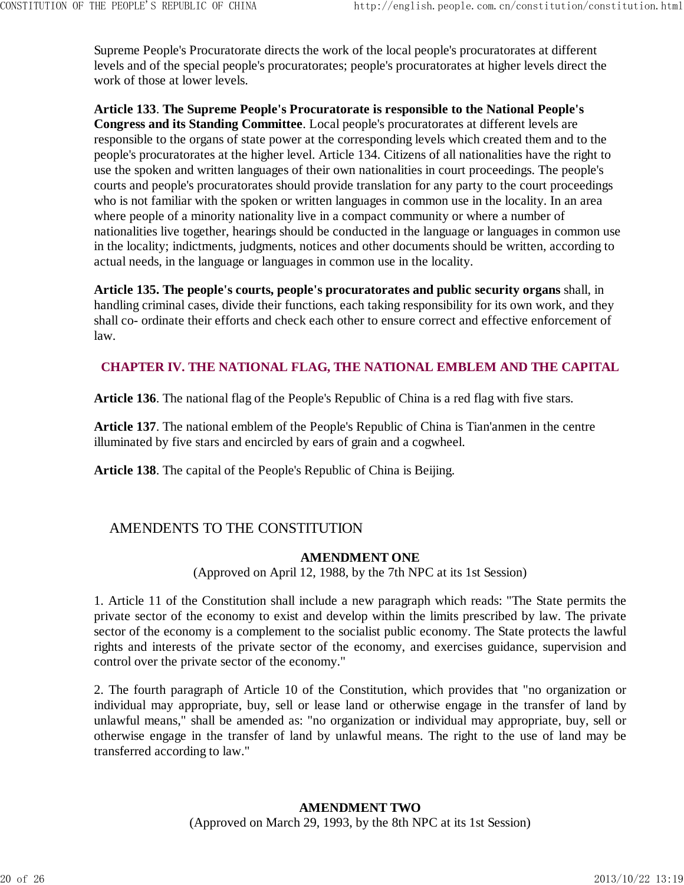Supreme People's Procuratorate directs the work of the local people's procuratorates at different levels and of the special people's procuratorates; people's procuratorates at higher levels direct the work of those at lower levels.

**Article 133**. **The Supreme People's Procuratorate is responsible to the National People's Congress and its Standing Committee**. Local people's procuratorates at different levels are responsible to the organs of state power at the corresponding levels which created them and to the people's procuratorates at the higher level. Article 134. Citizens of all nationalities have the right to use the spoken and written languages of their own nationalities in court proceedings. The people's courts and people's procuratorates should provide translation for any party to the court proceedings who is not familiar with the spoken or written languages in common use in the locality. In an area where people of a minority nationality live in a compact community or where a number of nationalities live together, hearings should be conducted in the language or languages in common use in the locality; indictments, judgments, notices and other documents should be written, according to actual needs, in the language or languages in common use in the locality.

**Article 135. The people's courts, people's procuratorates and public security organs** shall, in handling criminal cases, divide their functions, each taking responsibility for its own work, and they shall co- ordinate their efforts and check each other to ensure correct and effective enforcement of law.

## CHAPTER IV. THE NATIONAL FLAG, THE NATIONAL EMBLEM AND THE CAPITAL

**Article 136**. The national flag of the People's Republic of China is a red flag with five stars.

**Article 137**. The national emblem of the People's Republic of China is Tian'anmen in the centre illuminated by five stars and encircled by ears of grain and a cogwheel.

**Article 138**. The capital of the People's Republic of China is Beijing.

## AMENDENTS TO THE CONSTITUTION

### AMENDMENT ONE

(Approved on April 12, 1988, by the 7th NPC at its 1st Session)

1. Article 11 of the Constitution shall include a new paragraph which reads: "The State permits the private sector of the economy to exist and develop within the limits prescribed by law. The private sector of the economy is a complement to the socialist public economy. The State protects the lawful rights and interests of the private sector of the economy, and exercises guidance, supervision and control over the private sector of the economy."

2. The fourth paragraph of Article 10 of the Constitution, which provides that "no organization or individual may appropriate, buy, sell or lease land or otherwise engage in the transfer of land by unlawful means," shall be amended as: "no organization or individual may appropriate, buy, sell or otherwise engage in the transfer of land by unlawful means. The right to the use of land may be transferred according to law."

### AMENDMENT TWO

(Approved on March 29, 1993, by the 8th NPC at its 1st Session)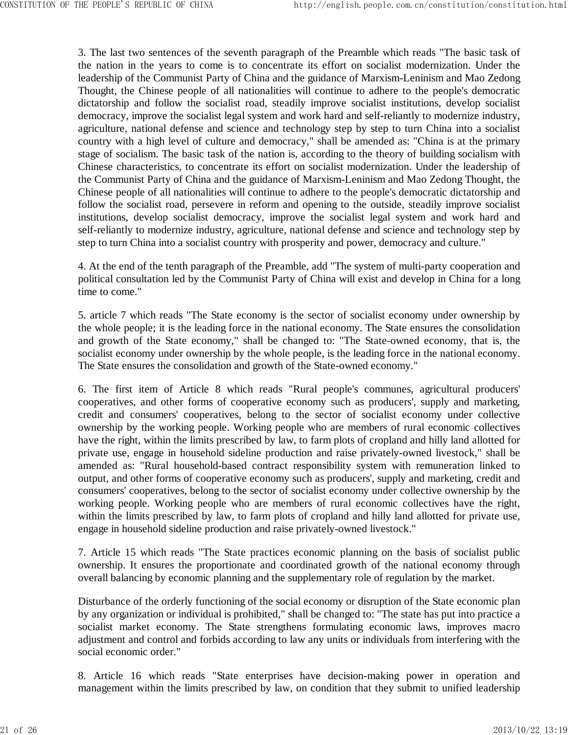3. The last two sentences of the seventh paragraph of the Preamble which reads "The basic task of the nation in the years to come is to concentrate its effort on socialist modernization. Under the leadership of the Communist Party of China and the guidance of Marxism-Leninism and Mao Zedong Thought, the Chinese people of all nationalities will continue to adhere to the people's democratic dictatorship and follow the socialist road, steadily improve socialist institutions, develop socialist democracy, improve the socialist legal system and work hard and self-reliantly to modernize industry, agriculture, national defense and science and technology step by step to turn China into a socialist country with a high level of culture and democracy," shall be amended as: "China is at the primary stage of socialism. The basic task of the nation is, according to the theory of building socialism with Chinese characteristics, to concentrate its effort on socialist modernization. Under the leadership of the Communist Party of China and the guidance of Marxism-Leninism and Mao Zedong Thought, the Chinese people of all nationalities will continue to adhere to the people's democratic dictatorship and follow the socialist road, persevere in reform and opening to the outside, steadily improve socialist institutions, develop socialist democracy, improve the socialist legal system and work hard and self-reliantly to modernize industry, agriculture, national defense and science and technology step by step to turn China into a socialist country with prosperity and power, democracy and culture."

4. At the end of the tenth paragraph of the Preamble, add "The system of multi-party cooperation and political consultation led by the Communist Party of China will exist and develop in China for a long time to come."

5. article 7 which reads "The State economy is the sector of socialist economy under ownership by the whole people; it is the leading force in the national economy. The State ensures the consolidation and growth of the State economy," shall be changed to: "The State-owned economy, that is, the socialist economy under ownership by the whole people, is the leading force in the national economy. The State ensures the consolidation and growth of the State-owned economy."

6. The first item of Article 8 which reads "Rural people's communes, agricultural producers' cooperatives, and other forms of cooperative economy such as producers', supply and marketing, credit and consumers' cooperatives, belong to the sector of socialist economy under collective ownership by the working people. Working people who are members of rural economic collectives have the right, within the limits prescribed by law, to farm plots of cropland and hilly land allotted for private use, engage in household sideline production and raise privately-owned livestock," shall be amended as: "Rural household-based contract responsibility system with remuneration linked to output, and other forms of cooperative economy such as producers', supply and marketing, credit and consumers' cooperatives, belong to the sector of socialist economy under collective ownership by the working people. Working people who are members of rural economic collectives have the right, within the limits prescribed by law, to farm plots of cropland and hilly land allotted for private use, engage in household sideline production and raise privately-owned livestock."

7. Article 15 which reads "The State practices economic planning on the basis of socialist public ownership. It ensures the proportionate and coordinated growth of the national economy through overall balancing by economic planning and the supplementary role of regulation by the market.

Disturbance of the orderly functioning of the social economy or disruption of the State economic plan by any organization or individual is prohibited," shall be changed to: "The state has put into practice a socialist market economy. The State strengthens formulating economic laws, improves macro adjustment and control and forbids according to law any units or individuals from interfering with the social economic order."

8. Article 16 which reads "State enterprises have decision-making power in operation and management within the limits prescribed by law, on condition that they submit to unified leadership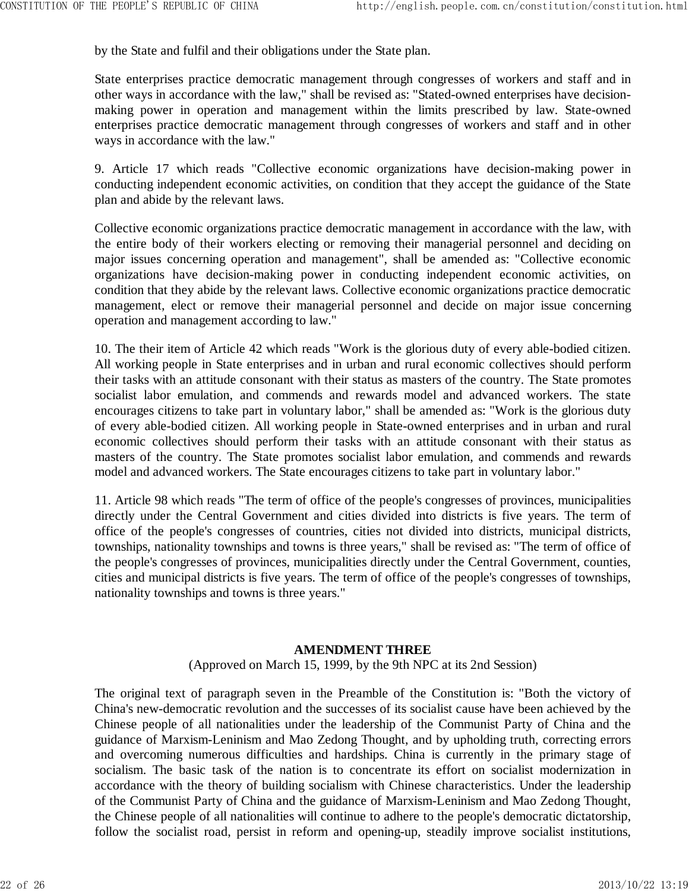by the State and fulfil and their obligations under the State plan.

State enterprises practice democratic management through congresses of workers and staff and in other ways in accordance with the law," shall be revised as: "Stated-owned enterprises have decision-making power in operation and management within the limits prescribed by law. State-owned enterprises practice democratic management through congresses of workers and staff and in other ways in accordance with the law."

9. Article 17 which reads "Collective economic organizations have decision-making power in conducting independent economic activities, on condition that they accept the guidance of the State plan and abide by the relevant laws.

Collective economic organizations practice democratic management in accordance with the law, with the entire body of their workers electing or removing their managerial personnel and deciding on major issues concerning operation and management", shall be amended as: "Collective economic organizations have decision-making power in conducting independent economic activities, on condition that they abide by the relevant laws. Collective economic organizations practice democratic management, elect or remove their managerial personnel and decide on major issue concerning operation and management according to law."

10. The their item of Article 42 which reads "Work is the glorious duty of every able-bodied citizen. All working people in State enterprises and in urban and rural economic collectives should perform their tasks with an attitude consonant with their status as masters of the country. The State promotes socialist labor emulation, and commends and rewards model and advanced workers. The state encourages citizens to take part in voluntary labor," shall be amended as: "Work is the glorious duty of every able-bodied citizen. All working people in State-owned enterprises and in urban and rural economic collectives should perform their tasks with an attitude consonant with their status as masters of the country. The State promotes socialist labor emulation, and commends and rewards model and advanced workers. The State encourages citizens to take part in voluntary labor."

11. Article 98 which reads "The term of office of the people's congresses of provinces, municipalities directly under the Central Government and cities divided into districts is five years. The term of office of the people's congresses of countries, cities not divided into districts, municipal districts, townships, nationality townships and towns is three years," shall be revised as: "The term of office of the people's congresses of provinces, municipalities directly under the Central Government, counties, cities and municipal districts is five years. The term of office of the people's congresses of townships, nationality townships and towns is three years."

## AMENDMENT THREE

(Approved on March 15, 1999, by the 9th NPC at its 2nd Session)

The original text of paragraph seven in the Preamble of the Constitution is: "Both the victory of China's new-democratic revolution and the successes of its socialist cause have been achieved by the Chinese people of all nationalities under the leadership of the Communist Party of China and the guidance of Marxism-Leninism and Mao Zedong Thought, and by upholding truth, correcting errors and overcoming numerous difficulties and hardships. China is currently in the primary stage of socialism. The basic task of the nation is to concentrate its effort on socialist modernization in accordance with the theory of building socialism with Chinese characteristics. Under the leadership of the Communist Party of China and the guidance of Marxism-Leninism and Mao Zedong Thought, the Chinese people of all nationalities will continue to adhere to the people's democratic dictatorship, follow the socialist road, persist in reform and opening-up, steadily improve socialist institutions,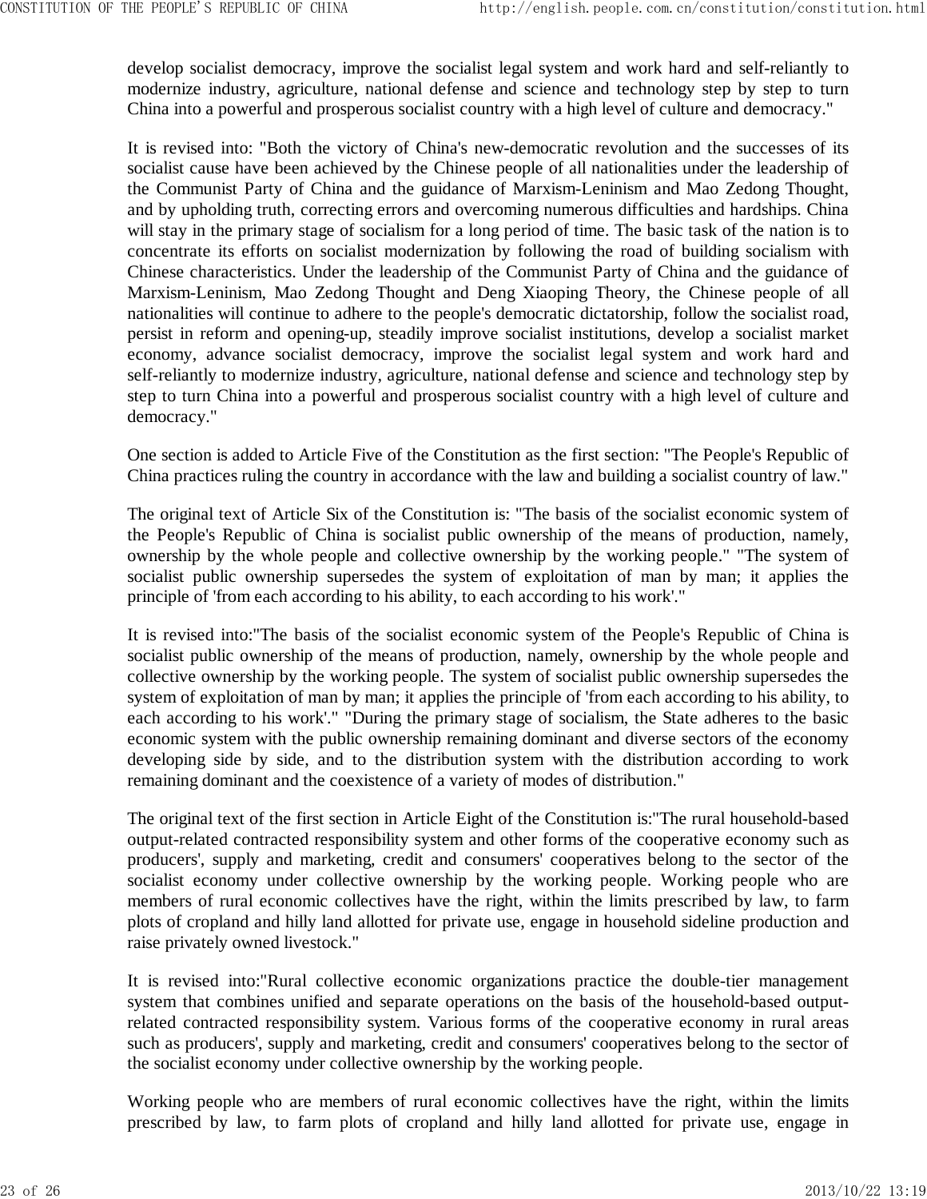develop socialist democracy, improve the socialist legal system and work hard and self-reliantly to modernize industry, agriculture, national defense and science and technology step by step to turn China into a powerful and prosperous socialist country with a high level of culture and democracy."

It is revised into: "Both the victory of China's new-democratic revolution and the successes of its socialist cause have been achieved by the Chinese people of all nationalities under the leadership of the Communist Party of China and the guidance of Marxism-Leninism and Mao Zedong Thought, and by upholding truth, correcting errors and overcoming numerous difficulties and hardships. China will stay in the primary stage of socialism for a long period of time. The basic task of the nation is to concentrate its efforts on socialist modernization by following the road of building socialism with Chinese characteristics. Under the leadership of the Communist Party of China and the guidance of Marxism-Leninism, Mao Zedong Thought and Deng Xiaoping Theory, the Chinese people of all nationalities will continue to adhere to the people's democratic dictatorship, follow the socialist road, persist in reform and opening-up, steadily improve socialist institutions, develop a socialist market economy, advance socialist democracy, improve the socialist legal system and work hard and self-reliantly to modernize industry, agriculture, national defense and science and technology step by step to turn China into a powerful and prosperous socialist country with a high level of culture and democracy."

One section is added to Article Five of the Constitution as the first section: "The People's Republic of China practices ruling the country in accordance with the law and building a socialist country of law."

The original text of Article Six of the Constitution is: "The basis of the socialist economic system of the People's Republic of China is socialist public ownership of the means of production, namely, ownership by the whole people and collective ownership by the working people." "The system of socialist public ownership supersedes the system of exploitation of man by man; it applies the principle of 'from each according to his ability, to each according to his work'."

It is revised into:"The basis of the socialist economic system of the People's Republic of China is socialist public ownership of the means of production, namely, ownership by the whole people and collective ownership by the working people. The system of socialist public ownership supersedes the system of exploitation of man by man; it applies the principle of 'from each according to his ability, to each according to his work'." "During the primary stage of socialism, the State adheres to the basic economic system with the public ownership remaining dominant and diverse sectors of the economy developing side by side, and to the distribution system with the distribution according to work remaining dominant and the coexistence of a variety of modes of distribution."

The original text of the first section in Article Eight of the Constitution is:"The rural household-based output-related contracted responsibility system and other forms of the cooperative economy such as producers', supply and marketing, credit and consumers' cooperatives belong to the sector of the socialist economy under collective ownership by the working people. Working people who are members of rural economic collectives have the right, within the limits prescribed by law, to farm plots of cropland and hilly land allotted for private use, engage in household sideline production and raise privately owned livestock."

It is revised into:"Rural collective economic organizations practice the double-tier management system that combines unified and separate operations on the basis of the household-based output-related contracted responsibility system. Various forms of the cooperative economy in rural areas such as producers', supply and marketing, credit and consumers' cooperatives belong to the sector of the socialist economy under collective ownership by the working people.

Working people who are members of rural economic collectives have the right, within the limits prescribed by law, to farm plots of cropland and hilly land allotted for private use, engage in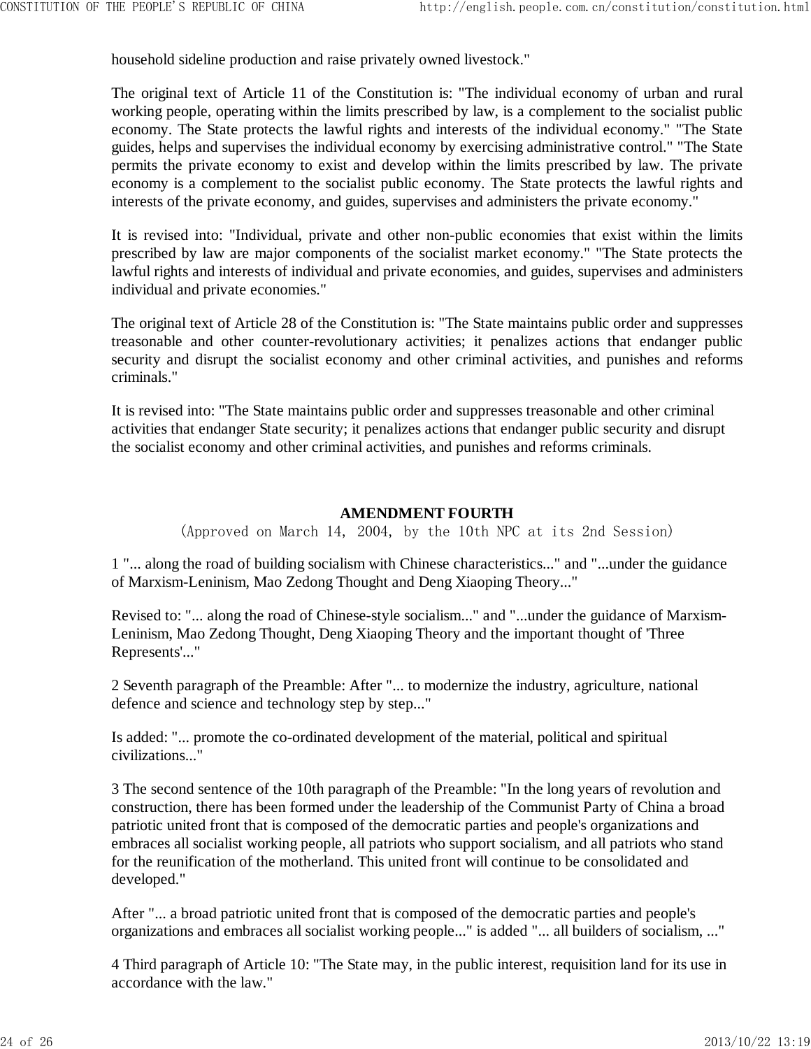household sideline production and raise privately owned livestock."

The original text of Article 11 of the Constitution is: "The individual economy of urban and rural working people, operating within the limits prescribed by law, is a complement to the socialist public economy. The State protects the lawful rights and interests of the individual economy." "The State guides, helps and supervises the individual economy by exercising administrative control." "The State permits the private economy to exist and develop within the limits prescribed by law. The private economy is a complement to the socialist public economy. The State protects the lawful rights and interests of the private economy, and guides, supervises and administers the private economy."

It is revised into: "Individual, private and other non-public economies that exist within the limits prescribed by law are major components of the socialist market economy." "The State protects the lawful rights and interests of individual and private economies, and guides, supervises and administers individual and private economies."

The original text of Article 28 of the Constitution is: "The State maintains public order and suppresses treasonable and other counter-revolutionary activities; it penalizes actions that endanger public security and disrupt the socialist economy and other criminal activities, and punishes and reforms criminals."

It is revised into: "The State maintains public order and suppresses treasonable and other criminal activities that endanger State security; it penalizes actions that endanger public security and disrupt the socialist economy and other criminal activities, and punishes and reforms criminals.

## AMENDMENT FOURTH

(Approved on March 14, 2004, by the 10th NPC at its 2nd Session)

1 "... along the road of building socialism with Chinese characteristics..." and "...under the guidance of Marxism-Leninism, Mao Zedong Thought and Deng Xiaoping Theory..."

Revised to: "... along the road of Chinese-style socialism..." and "...under the guidance of Marxism-Leninism, Mao Zedong Thought, Deng Xiaoping Theory and the important thought of 'Three Represents'..."

2 Seventh paragraph of the Preamble: After "... to modernize the industry, agriculture, national defence and science and technology step by step..."

Is added: "... promote the co-ordinated development of the material, political and spiritual civilizations..."

3 The second sentence of the 10th paragraph of the Preamble: "In the long years of revolution and construction, there has been formed under the leadership of the Communist Party of China a broad patriotic united front that is composed of the democratic parties and people's organizations and embraces all socialist working people, all patriots who support socialism, and all patriots who stand for the reunification of the motherland. This united front will continue to be consolidated and developed."

After "... a broad patriotic united front that is composed of the democratic parties and people's organizations and embraces all socialist working people..." is added "... all builders of socialism, ..."

4 Third paragraph of Article 10: "The State may, in the public interest, requisition land for its use in accordance with the law."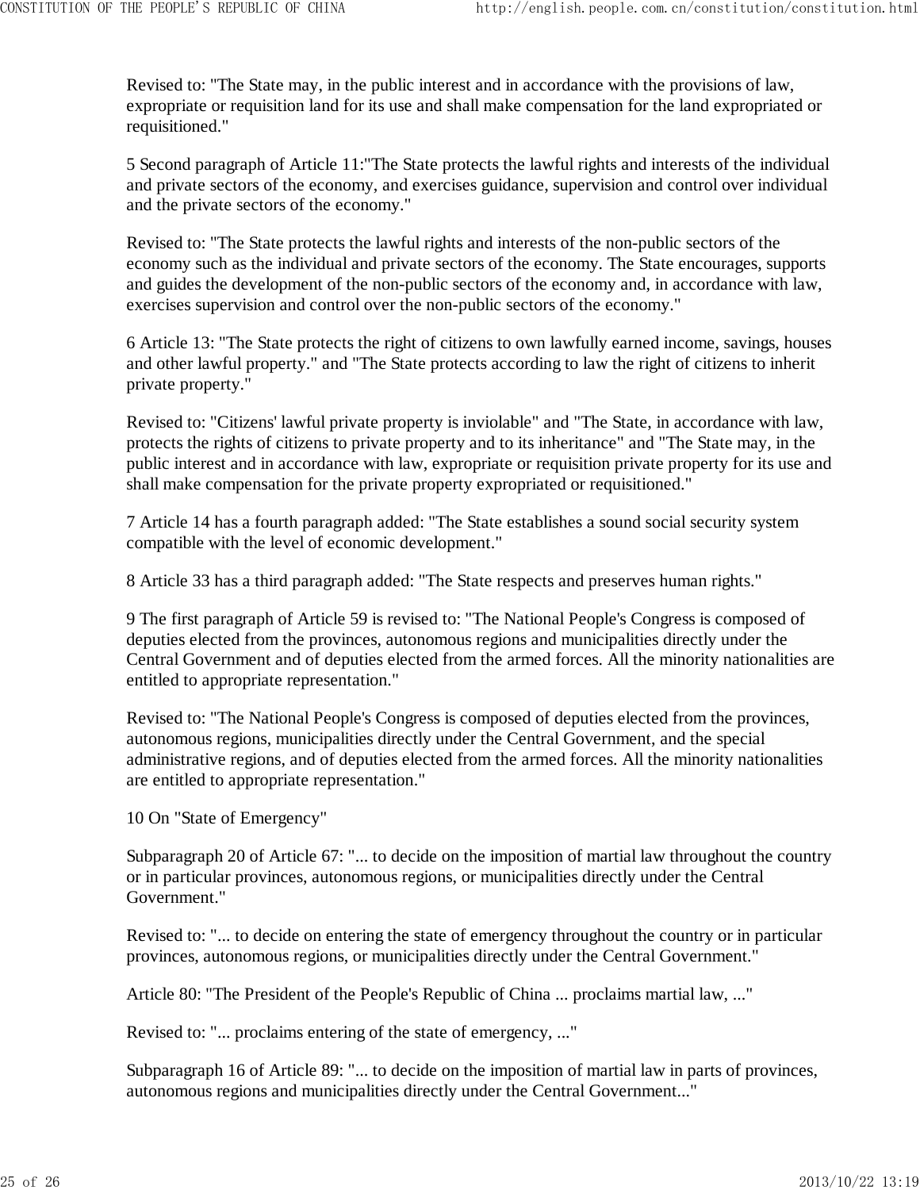Revised to: "The State may, in the public interest and in accordance with the provisions of law, expropriate or requisition land for its use and shall make compensation for the land expropriated or requisitioned."

5 Second paragraph of Article 11:"The State protects the lawful rights and interests of the individual and private sectors of the economy, and exercises guidance, supervision and control over individual and the private sectors of the economy."

Revised to: "The State protects the lawful rights and interests of the non-public sectors of the economy such as the individual and private sectors of the economy. The State encourages, supports and guides the development of the non-public sectors of the economy and, in accordance with law, exercises supervision and control over the non-public sectors of the economy."

6 Article 13: "The State protects the right of citizens to own lawfully earned income, savings, houses and other lawful property." and "The State protects according to law the right of citizens to inherit private property."

Revised to: "Citizens' lawful private property is inviolable" and "The State, in accordance with law, protects the rights of citizens to private property and to its inheritance" and "The State may, in the public interest and in accordance with law, expropriate or requisition private property for its use and shall make compensation for the private property expropriated or requisitioned."

7 Article 14 has a fourth paragraph added: "The State establishes a sound social security system compatible with the level of economic development."

8 Article 33 has a third paragraph added: "The State respects and preserves human rights."

9 The first paragraph of Article 59 is revised to: "The National People's Congress is composed of deputies elected from the provinces, autonomous regions and municipalities directly under the Central Government and of deputies elected from the armed forces. All the minority nationalities are entitled to appropriate representation."

Revised to: "The National People's Congress is composed of deputies elected from the provinces, autonomous regions, municipalities directly under the Central Government, and the special administrative regions, and of deputies elected from the armed forces. All the minority nationalities are entitled to appropriate representation."

10 On "State of Emergency"

Subparagraph 20 of Article 67: "... to decide on the imposition of martial law throughout the country or in particular provinces, autonomous regions, or municipalities directly under the Central Government."

Revised to: "... to decide on entering the state of emergency throughout the country or in particular provinces, autonomous regions, or municipalities directly under the Central Government."

Article 80: "The President of the People's Republic of China ... proclaims martial law, ..."

Revised to: "... proclaims entering of the state of emergency, ..."

Subparagraph 16 of Article 89: "... to decide on the imposition of martial law in parts of provinces, autonomous regions and municipalities directly under the Central Government..."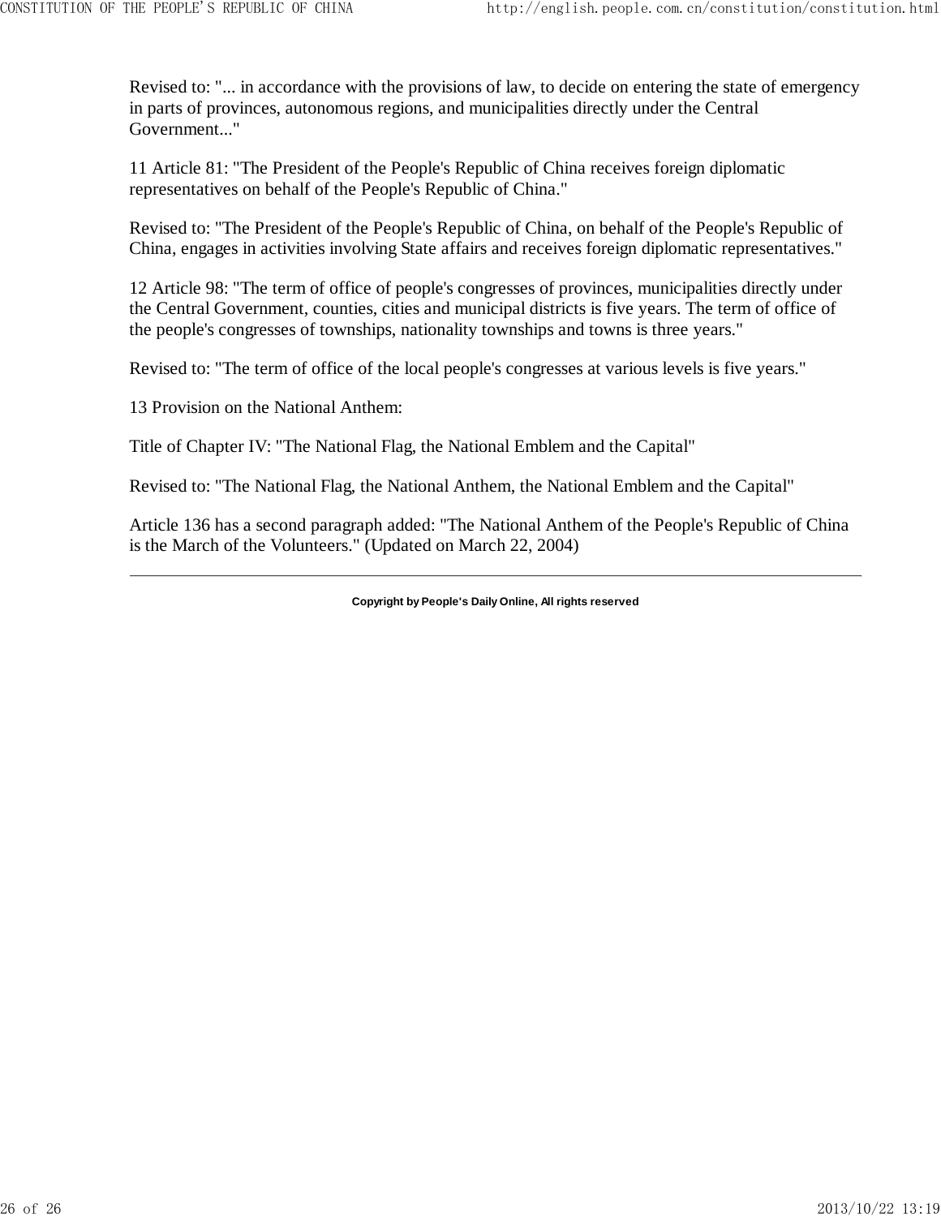Revised to: "... in accordance with the provisions of law, to decide on entering the state of emergency in parts of provinces, autonomous regions, and municipalities directly under the Central Government..."

11 Article 81: "The President of the People's Republic of China receives foreign diplomatic representatives on behalf of the People's Republic of China."

Revised to: "The President of the People's Republic of China, on behalf of the People's Republic of China, engages in activities involving State affairs and receives foreign diplomatic representatives."

12 Article 98: "The term of office of people's congresses of provinces, municipalities directly under the Central Government, counties, cities and municipal districts is five years. The term of office of the people's congresses of townships, nationality townships and towns is three years."

Revised to: "The term of office of the local people's congresses at various levels is five years."

13 Provision on the National Anthem:

Title of Chapter IV: "The National Flag, the National Emblem and the Capital"

Revised to: "The National Flag, the National Anthem, the National Emblem and the Capital"

Article 136 has a second paragraph added: "The National Anthem of the People's Republic of China is the March of the Volunteers." (Updated on March 22, 2004)

---

**Copyright by People's Daily Online, All rights reserved**